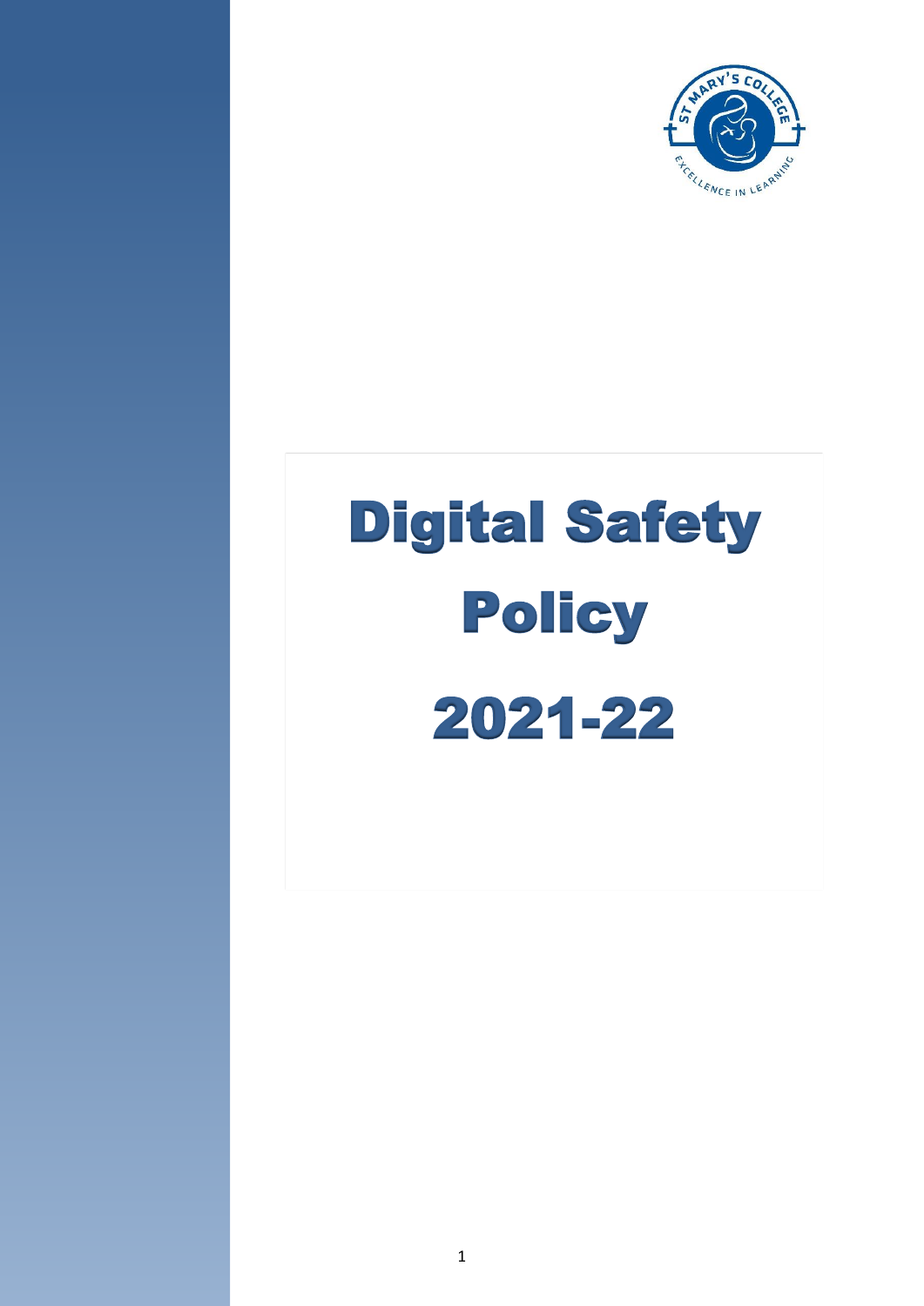# Digital Safety Policy

# 2021-22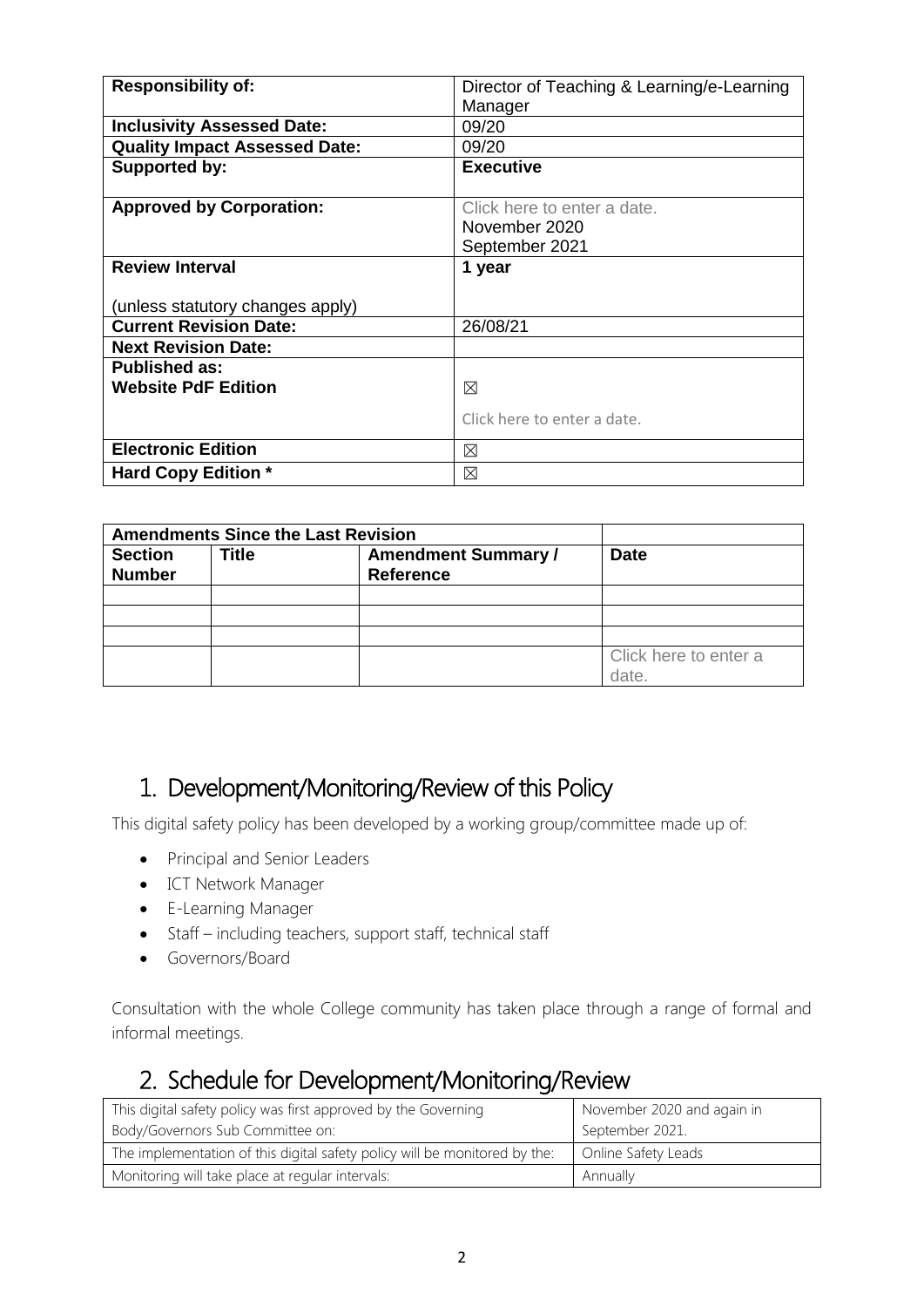| **Responsibility of:** | Director of Teaching & Learning/e-Learning Manager |
|---|---|
| **Inclusivity Assessed Date:** | 09/20 |
| **Quality Impact Assessed Date:** | 09/20 |
| **Supported by:** | **Executive** |
| **Approved by Corporation:** | Click here to enter a date.<br>November 2020<br>September 2021 |
| **Review Interval**<br><br>(unless statutory changes apply) | **1 year** |
| **Current Revision Date:** | 26/08/21 |
| **Next Revision Date:** | |
| **Published as:**<br>**Website PdF Edition** | ☒<br><br>Click here to enter a date. |
| **Electronic Edition** | ☒ |
| **Hard Copy Edition *** | ☒ |

| **Amendments Since the Last Revision** | | | |
|---|---|---|---|
| **Section Number** | **Title** | **Amendment Summary / Reference** | **Date** |
| | | | |
| | | | |
| | | | |
| | | | Click here to enter a date. |

## 1. Development/Monitoring/Review of this Policy

This digital safety policy has been developed by a working group/committee made up of:

- Principal and Senior Leaders
- ICT Network Manager
- E-Learning Manager
- Staff – including teachers, support staff, technical staff
- Governors/Board

Consultation with the whole College community has taken place through a range of formal and informal meetings.

## 2. Schedule for Development/Monitoring/Review

| | |
|---|---|
| This digital safety policy was first approved by the Governing Body/Governors Sub Committee on: | November 2020 and again in September 2021. |
| The implementation of this digital safety policy will be monitored by the: | Online Safety Leads |
| Monitoring will take place at regular intervals: | Annually |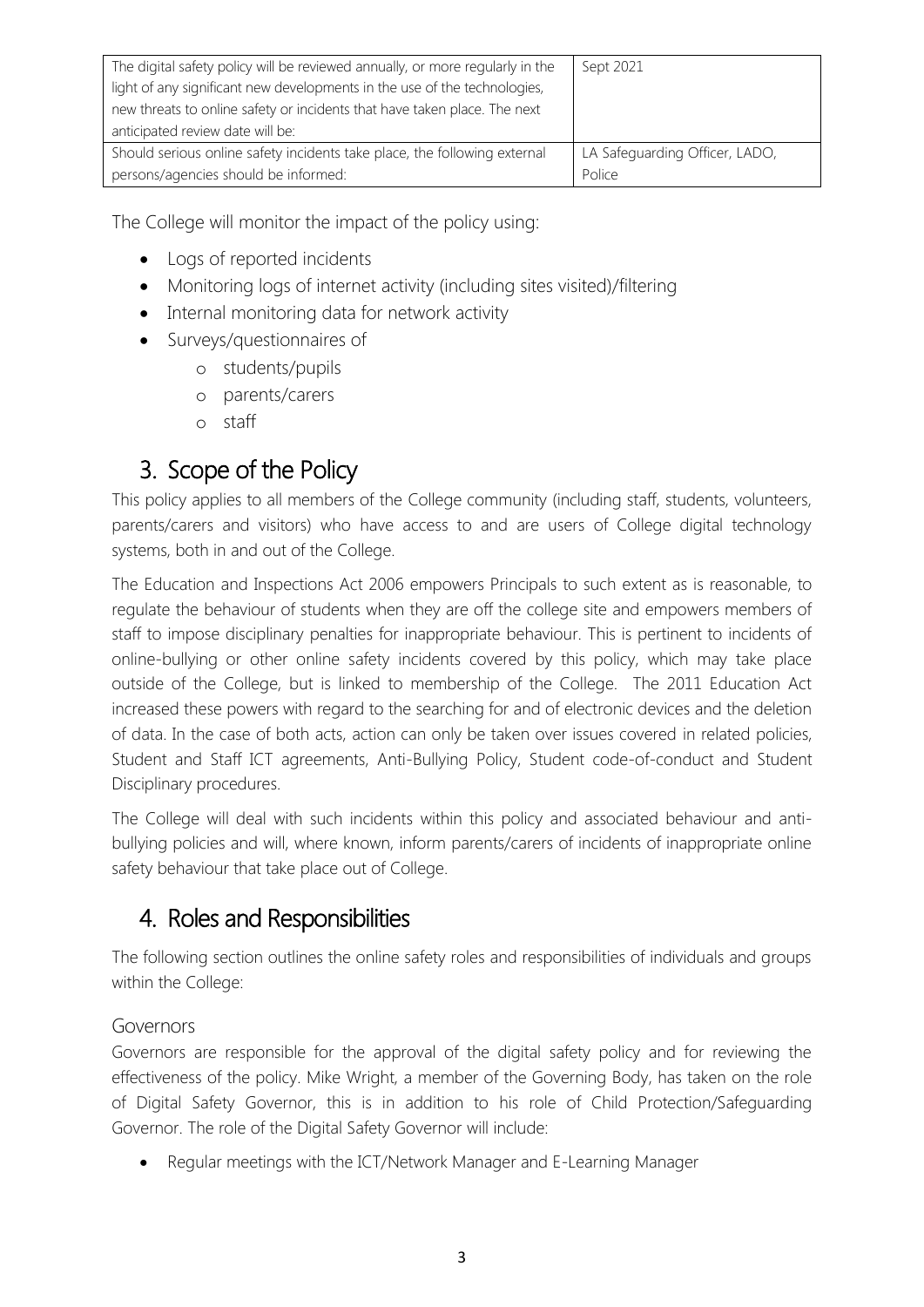| The digital safety policy will be reviewed annually, or more regularly in the light of any significant new developments in the use of the technologies, new threats to online safety or incidents that have taken place. The next anticipated review date will be: | Sept 2021 |
|---|---|
| Should serious online safety incidents take place, the following external persons/agencies should be informed: | LA Safeguarding Officer, LADO, Police |

The College will monitor the impact of the policy using:

- Logs of reported incidents
- Monitoring logs of internet activity (including sites visited)/filtering
- Internal monitoring data for network activity
- Surveys/questionnaires of
  - students/pupils
  - parents/carers
  - staff

## 3. Scope of the Policy

This policy applies to all members of the College community (including staff, students, volunteers, parents/carers and visitors) who have access to and are users of College digital technology systems, both in and out of the College.

The Education and Inspections Act 2006 empowers Principals to such extent as is reasonable, to regulate the behaviour of students when they are off the college site and empowers members of staff to impose disciplinary penalties for inappropriate behaviour. This is pertinent to incidents of online-bullying or other online safety incidents covered by this policy, which may take place outside of the College, but is linked to membership of the College. The 2011 Education Act increased these powers with regard to the searching for and of electronic devices and the deletion of data. In the case of both acts, action can only be taken over issues covered in related policies, Student and Staff ICT agreements, Anti-Bullying Policy, Student code-of-conduct and Student Disciplinary procedures.

The College will deal with such incidents within this policy and associated behaviour and anti-bullying policies and will, where known, inform parents/carers of incidents of inappropriate online safety behaviour that take place out of College.

## 4. Roles and Responsibilities

The following section outlines the online safety roles and responsibilities of individuals and groups within the College:

### Governors

Governors are responsible for the approval of the digital safety policy and for reviewing the effectiveness of the policy. Mike Wright, a member of the Governing Body, has taken on the role of Digital Safety Governor, this is in addition to his role of Child Protection/Safeguarding Governor. The role of the Digital Safety Governor will include:

- Regular meetings with the ICT/Network Manager and E-Learning Manager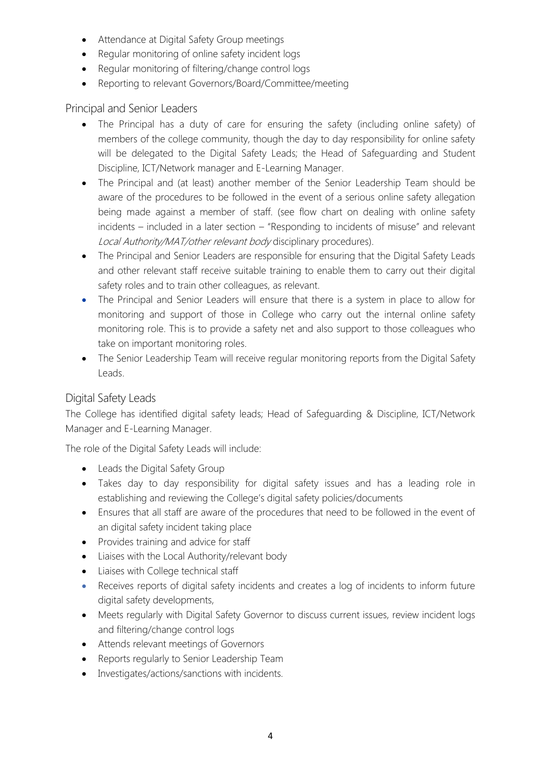- Attendance at Digital Safety Group meetings
- Regular monitoring of online safety incident logs
- Regular monitoring of filtering/change control logs
- Reporting to relevant Governors/Board/Committee/meeting

## Principal and Senior Leaders

- The Principal has a duty of care for ensuring the safety (including online safety) of members of the college community, though the day to day responsibility for online safety will be delegated to the Digital Safety Leads; the Head of Safeguarding and Student Discipline, ICT/Network manager and E-Learning Manager.
- The Principal and (at least) another member of the Senior Leadership Team should be aware of the procedures to be followed in the event of a serious online safety allegation being made against a member of staff. (see flow chart on dealing with online safety incidents – included in a later section – "Responding to incidents of misuse" and relevant *Local Authority/MAT/other relevant body* disciplinary procedures).
- The Principal and Senior Leaders are responsible for ensuring that the Digital Safety Leads and other relevant staff receive suitable training to enable them to carry out their digital safety roles and to train other colleagues, as relevant.
- The Principal and Senior Leaders will ensure that there is a system in place to allow for monitoring and support of those in College who carry out the internal online safety monitoring role. This is to provide a safety net and also support to those colleagues who take on important monitoring roles.
- The Senior Leadership Team will receive regular monitoring reports from the Digital Safety Leads.

## Digital Safety Leads

The College has identified digital safety leads; Head of Safeguarding & Discipline, ICT/Network Manager and E-Learning Manager.

The role of the Digital Safety Leads will include:

- Leads the Digital Safety Group
- Takes day to day responsibility for digital safety issues and has a leading role in establishing and reviewing the College's digital safety policies/documents
- Ensures that all staff are aware of the procedures that need to be followed in the event of an digital safety incident taking place
- Provides training and advice for staff
- Liaises with the Local Authority/relevant body
- Liaises with College technical staff
- Receives reports of digital safety incidents and creates a log of incidents to inform future digital safety developments,
- Meets regularly with Digital Safety Governor to discuss current issues, review incident logs and filtering/change control logs
- Attends relevant meetings of Governors
- Reports regularly to Senior Leadership Team
- Investigates/actions/sanctions with incidents.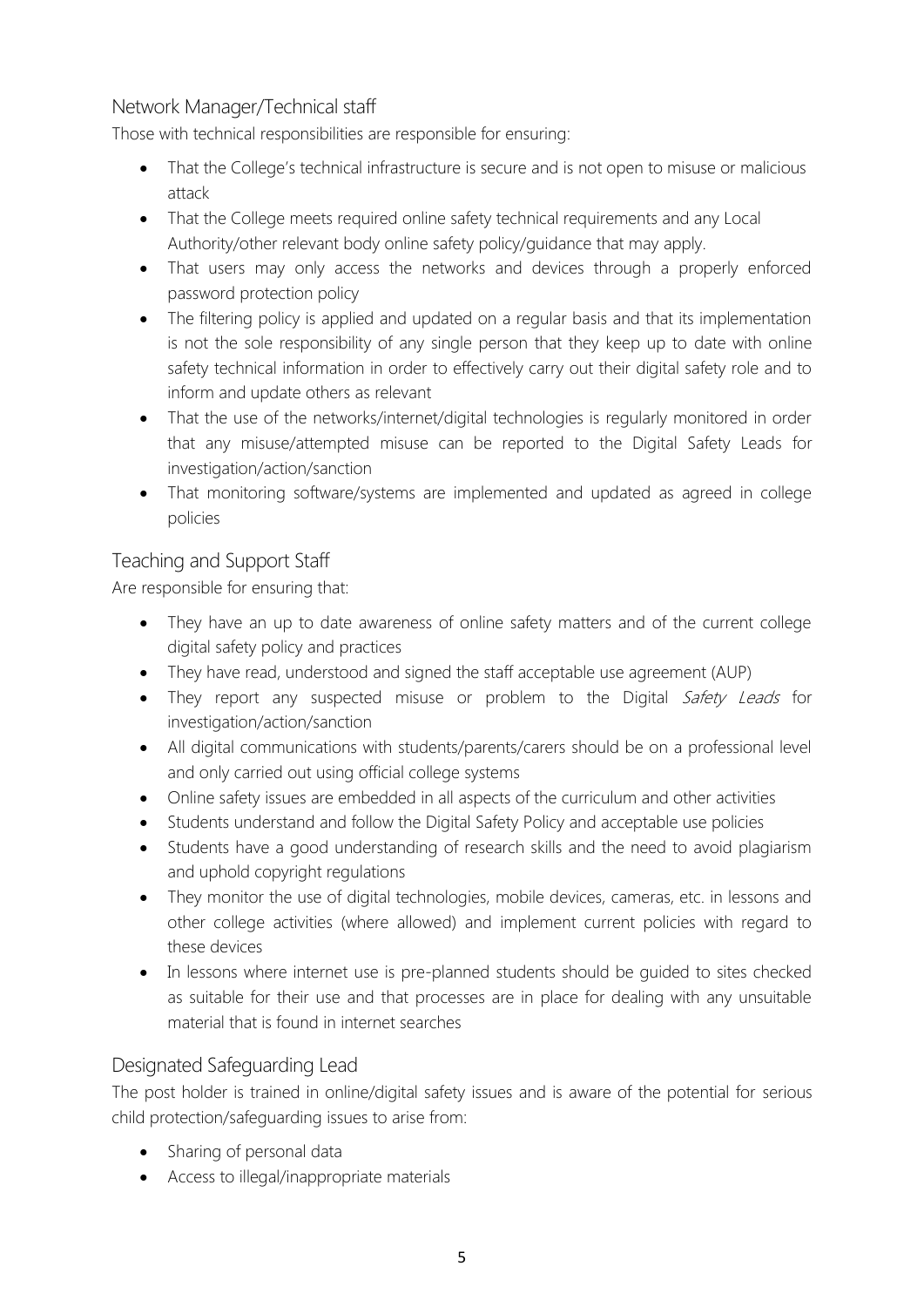### Network Manager/Technical staff

Those with technical responsibilities are responsible for ensuring:

- That the College's technical infrastructure is secure and is not open to misuse or malicious attack
- That the College meets required online safety technical requirements and any Local Authority/other relevant body online safety policy/guidance that may apply.
- That users may only access the networks and devices through a properly enforced password protection policy
- The filtering policy is applied and updated on a regular basis and that its implementation is not the sole responsibility of any single person that they keep up to date with online safety technical information in order to effectively carry out their digital safety role and to inform and update others as relevant
- That the use of the networks/internet/digital technologies is regularly monitored in order that any misuse/attempted misuse can be reported to the Digital Safety Leads for investigation/action/sanction
- That monitoring software/systems are implemented and updated as agreed in college policies

### Teaching and Support Staff

Are responsible for ensuring that:

- They have an up to date awareness of online safety matters and of the current college digital safety policy and practices
- They have read, understood and signed the staff acceptable use agreement (AUP)
- They report any suspected misuse or problem to the Digital *Safety Leads* for investigation/action/sanction
- All digital communications with students/parents/carers should be on a professional level and only carried out using official college systems
- Online safety issues are embedded in all aspects of the curriculum and other activities
- Students understand and follow the Digital Safety Policy and acceptable use policies
- Students have a good understanding of research skills and the need to avoid plagiarism and uphold copyright regulations
- They monitor the use of digital technologies, mobile devices, cameras, etc. in lessons and other college activities (where allowed) and implement current policies with regard to these devices
- In lessons where internet use is pre-planned students should be guided to sites checked as suitable for their use and that processes are in place for dealing with any unsuitable material that is found in internet searches

### Designated Safeguarding Lead

The post holder is trained in online/digital safety issues and is aware of the potential for serious child protection/safeguarding issues to arise from:

- Sharing of personal data
- Access to illegal/inappropriate materials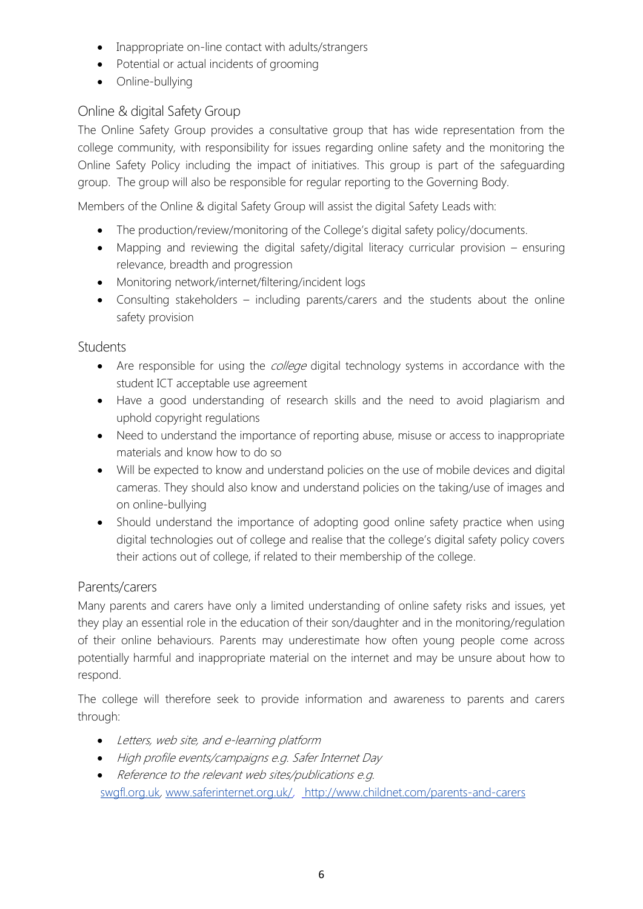- Inappropriate on-line contact with adults/strangers
- Potential or actual incidents of grooming
- Online-bullying

## Online & digital Safety Group

The Online Safety Group provides a consultative group that has wide representation from the college community, with responsibility for issues regarding online safety and the monitoring the Online Safety Policy including the impact of initiatives. This group is part of the safeguarding group. The group will also be responsible for regular reporting to the Governing Body.

Members of the Online & digital Safety Group will assist the digital Safety Leads with:

- The production/review/monitoring of the College's digital safety policy/documents.
- Mapping and reviewing the digital safety/digital literacy curricular provision – ensuring relevance, breadth and progression
- Monitoring network/internet/filtering/incident logs
- Consulting stakeholders – including parents/carers and the students about the online safety provision

## Students

- Are responsible for using the *college* digital technology systems in accordance with the student ICT acceptable use agreement
- Have a good understanding of research skills and the need to avoid plagiarism and uphold copyright regulations
- Need to understand the importance of reporting abuse, misuse or access to inappropriate materials and know how to do so
- Will be expected to know and understand policies on the use of mobile devices and digital cameras. They should also know and understand policies on the taking/use of images and on online-bullying
- Should understand the importance of adopting good online safety practice when using digital technologies out of college and realise that the college's digital safety policy covers their actions out of college, if related to their membership of the college.

## Parents/carers

Many parents and carers have only a limited understanding of online safety risks and issues, yet they play an essential role in the education of their son/daughter and in the monitoring/regulation of their online behaviours. Parents may underestimate how often young people come across potentially harmful and inappropriate material on the internet and may be unsure about how to respond.

The college will therefore seek to provide information and awareness to parents and carers through:

- *Letters, web site, and e-learning platform*
- *High profile events/campaigns e.g. Safer Internet Day*
- *Reference to the relevant web sites/publications e.g.* swgfl.org.uk, www.saferinternet.org.uk/, http://www.childnet.com/parents-and-carers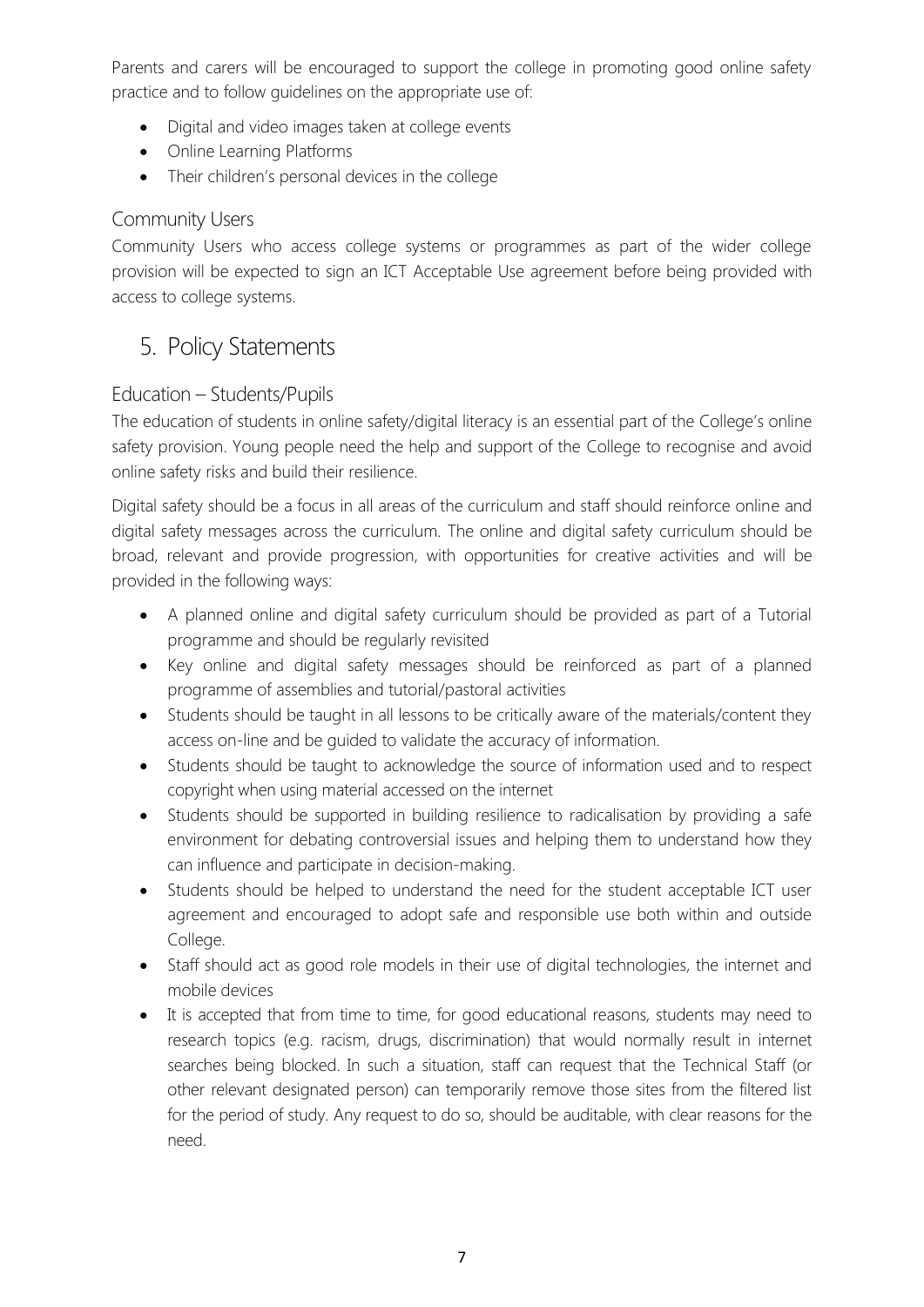Parents and carers will be encouraged to support the college in promoting good online safety practice and to follow guidelines on the appropriate use of:

- Digital and video images taken at college events
- Online Learning Platforms
- Their children's personal devices in the college

### Community Users

Community Users who access college systems or programmes as part of the wider college provision will be expected to sign an ICT Acceptable Use agreement before being provided with access to college systems.

## 5. Policy Statements

### Education – Students/Pupils

The education of students in online safety/digital literacy is an essential part of the College's online safety provision. Young people need the help and support of the College to recognise and avoid online safety risks and build their resilience.

Digital safety should be a focus in all areas of the curriculum and staff should reinforce online and digital safety messages across the curriculum. The online and digital safety curriculum should be broad, relevant and provide progression, with opportunities for creative activities and will be provided in the following ways:

- A planned online and digital safety curriculum should be provided as part of a Tutorial programme and should be regularly revisited
- Key online and digital safety messages should be reinforced as part of a planned programme of assemblies and tutorial/pastoral activities
- Students should be taught in all lessons to be critically aware of the materials/content they access on-line and be guided to validate the accuracy of information.
- Students should be taught to acknowledge the source of information used and to respect copyright when using material accessed on the internet
- Students should be supported in building resilience to radicalisation by providing a safe environment for debating controversial issues and helping them to understand how they can influence and participate in decision-making.
- Students should be helped to understand the need for the student acceptable ICT user agreement and encouraged to adopt safe and responsible use both within and outside College.
- Staff should act as good role models in their use of digital technologies, the internet and mobile devices
- It is accepted that from time to time, for good educational reasons, students may need to research topics (e.g. racism, drugs, discrimination) that would normally result in internet searches being blocked. In such a situation, staff can request that the Technical Staff (or other relevant designated person) can temporarily remove those sites from the filtered list for the period of study. Any request to do so, should be auditable, with clear reasons for the need.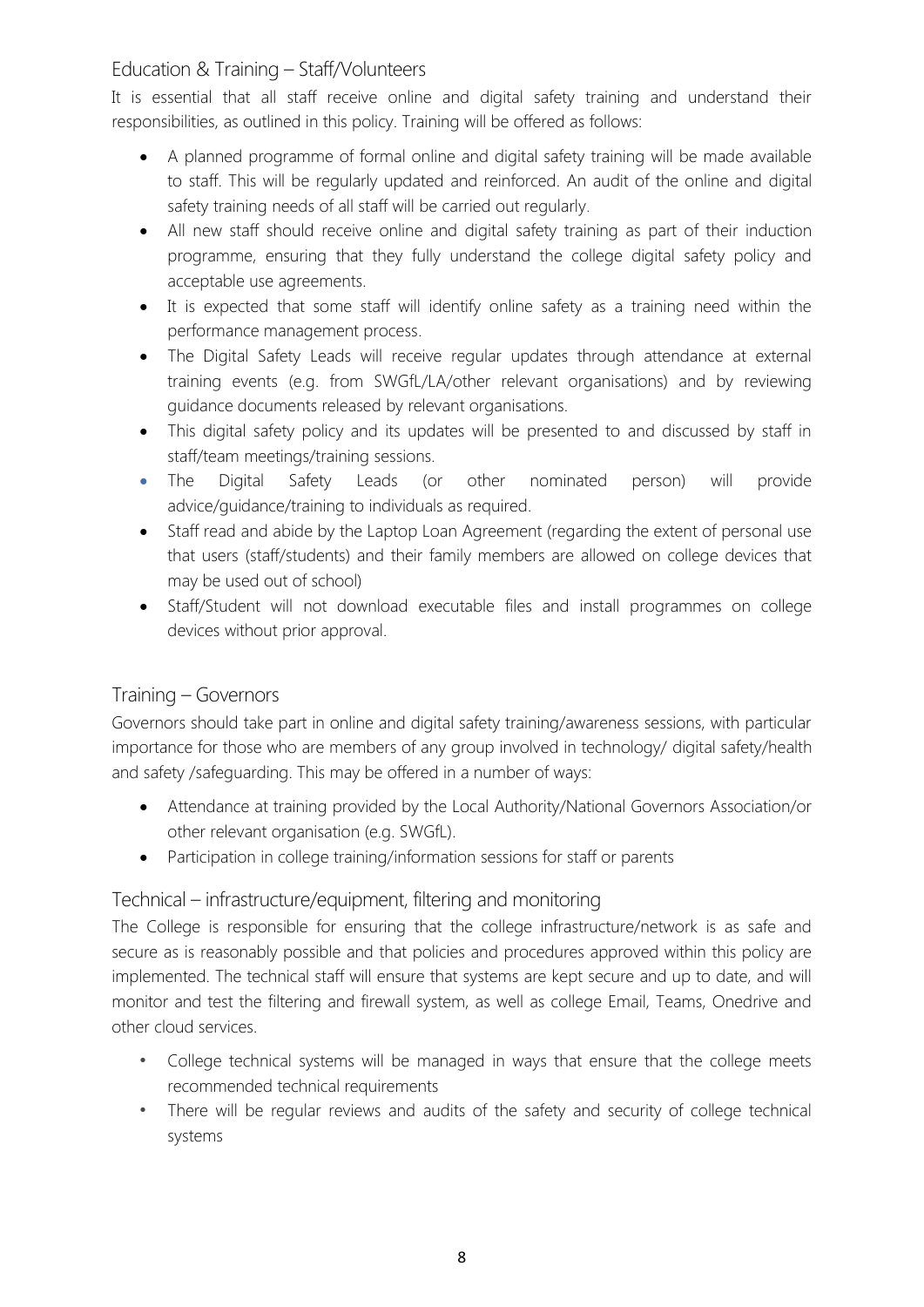## Education & Training – Staff/Volunteers

It is essential that all staff receive online and digital safety training and understand their responsibilities, as outlined in this policy. Training will be offered as follows:

- A planned programme of formal online and digital safety training will be made available to staff. This will be regularly updated and reinforced. An audit of the online and digital safety training needs of all staff will be carried out regularly.
- All new staff should receive online and digital safety training as part of their induction programme, ensuring that they fully understand the college digital safety policy and acceptable use agreements.
- It is expected that some staff will identify online safety as a training need within the performance management process.
- The Digital Safety Leads will receive regular updates through attendance at external training events (e.g. from SWGfL/LA/other relevant organisations) and by reviewing guidance documents released by relevant organisations.
- This digital safety policy and its updates will be presented to and discussed by staff in staff/team meetings/training sessions.
- The Digital Safety Leads (or other nominated person) will provide advice/guidance/training to individuals as required.
- Staff read and abide by the Laptop Loan Agreement (regarding the extent of personal use that users (staff/students) and their family members are allowed on college devices that may be used out of school)
- Staff/Student will not download executable files and install programmes on college devices without prior approval.

## Training – Governors

Governors should take part in online and digital safety training/awareness sessions, with particular importance for those who are members of any group involved in technology/ digital safety/health and safety /safeguarding. This may be offered in a number of ways:

- Attendance at training provided by the Local Authority/National Governors Association/or other relevant organisation (e.g. SWGfL).
- Participation in college training/information sessions for staff or parents

## Technical – infrastructure/equipment, filtering and monitoring

The College is responsible for ensuring that the college infrastructure/network is as safe and secure as is reasonably possible and that policies and procedures approved within this policy are implemented. The technical staff will ensure that systems are kept secure and up to date, and will monitor and test the filtering and firewall system, as well as college Email, Teams, Onedrive and other cloud services.

- College technical systems will be managed in ways that ensure that the college meets recommended technical requirements
- There will be regular reviews and audits of the safety and security of college technical systems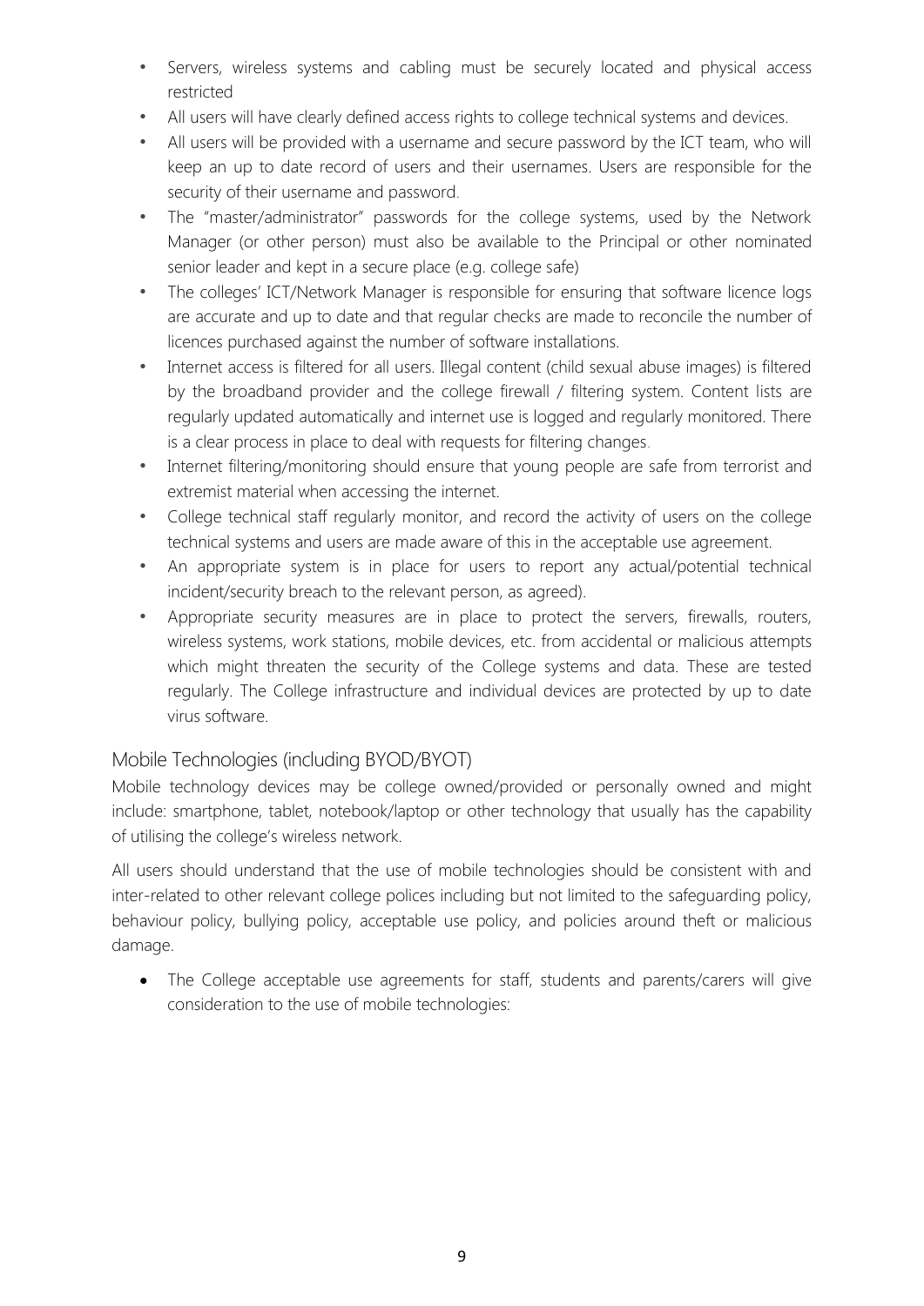- Servers, wireless systems and cabling must be securely located and physical access restricted
- All users will have clearly defined access rights to college technical systems and devices.
- All users will be provided with a username and secure password by the ICT team, who will keep an up to date record of users and their usernames. Users are responsible for the security of their username and password.
- The "master/administrator" passwords for the college systems, used by the Network Manager (or other person) must also be available to the Principal or other nominated senior leader and kept in a secure place (e.g. college safe)
- The colleges' ICT/Network Manager is responsible for ensuring that software licence logs are accurate and up to date and that regular checks are made to reconcile the number of licences purchased against the number of software installations.
- Internet access is filtered for all users. Illegal content (child sexual abuse images) is filtered by the broadband provider and the college firewall / filtering system. Content lists are regularly updated automatically and internet use is logged and regularly monitored. There is a clear process in place to deal with requests for filtering changes.
- Internet filtering/monitoring should ensure that young people are safe from terrorist and extremist material when accessing the internet.
- College technical staff regularly monitor, and record the activity of users on the college technical systems and users are made aware of this in the acceptable use agreement.
- An appropriate system is in place for users to report any actual/potential technical incident/security breach to the relevant person, as agreed).
- Appropriate security measures are in place to protect the servers, firewalls, routers, wireless systems, work stations, mobile devices, etc. from accidental or malicious attempts which might threaten the security of the College systems and data. These are tested regularly. The College infrastructure and individual devices are protected by up to date virus software.

## Mobile Technologies (including BYOD/BYOT)

Mobile technology devices may be college owned/provided or personally owned and might include: smartphone, tablet, notebook/laptop or other technology that usually has the capability of utilising the college's wireless network.

All users should understand that the use of mobile technologies should be consistent with and inter-related to other relevant college polices including but not limited to the safeguarding policy, behaviour policy, bullying policy, acceptable use policy, and policies around theft or malicious damage.

- The College acceptable use agreements for staff, students and parents/carers will give consideration to the use of mobile technologies: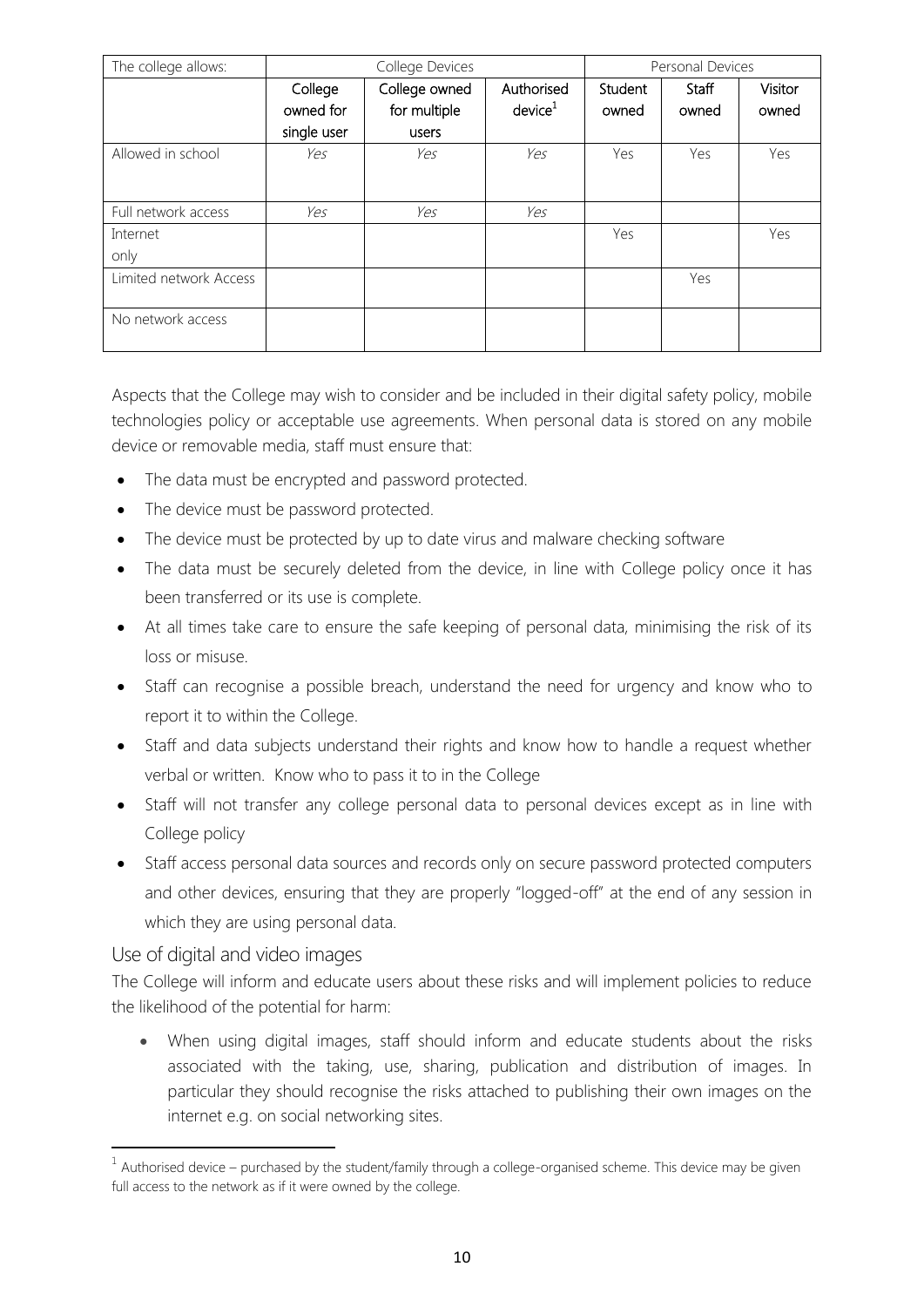| The college allows: | College Devices | | | Personal Devices | | |
|---|---|---|---|---|---|---|
| | College owned for single user | College owned for multiple users | Authorised device[1] | Student owned | Staff owned | Visitor owned |
| Allowed in school | *Yes* | *Yes* | *Yes* | Yes | Yes | Yes |
| Full network access | *Yes* | *Yes* | *Yes* | | | |
| Internet only | | | | Yes | | Yes |
| Limited network Access | | | | | Yes | |
| No network access | | | | | | |

Aspects that the College may wish to consider and be included in their digital safety policy, mobile technologies policy or acceptable use agreements. When personal data is stored on any mobile device or removable media, staff must ensure that:

- The data must be encrypted and password protected.
- The device must be password protected.
- The device must be protected by up to date virus and malware checking software
- The data must be securely deleted from the device, in line with College policy once it has been transferred or its use is complete.
- At all times take care to ensure the safe keeping of personal data, minimising the risk of its loss or misuse.
- Staff can recognise a possible breach, understand the need for urgency and know who to report it to within the College.
- Staff and data subjects understand their rights and know how to handle a request whether verbal or written. Know who to pass it to in the College
- Staff will not transfer any college personal data to personal devices except as in line with College policy
- Staff access personal data sources and records only on secure password protected computers and other devices, ensuring that they are properly "logged-off" at the end of any session in which they are using personal data.

## Use of digital and video images

The College will inform and educate users about these risks and will implement policies to reduce the likelihood of the potential for harm:

- When using digital images, staff should inform and educate students about the risks associated with the taking, use, sharing, publication and distribution of images. In particular they should recognise the risks attached to publishing their own images on the internet e.g. on social networking sites.

[1] Authorised device – purchased by the student/family through a college-organised scheme. This device may be given full access to the network as if it were owned by the college.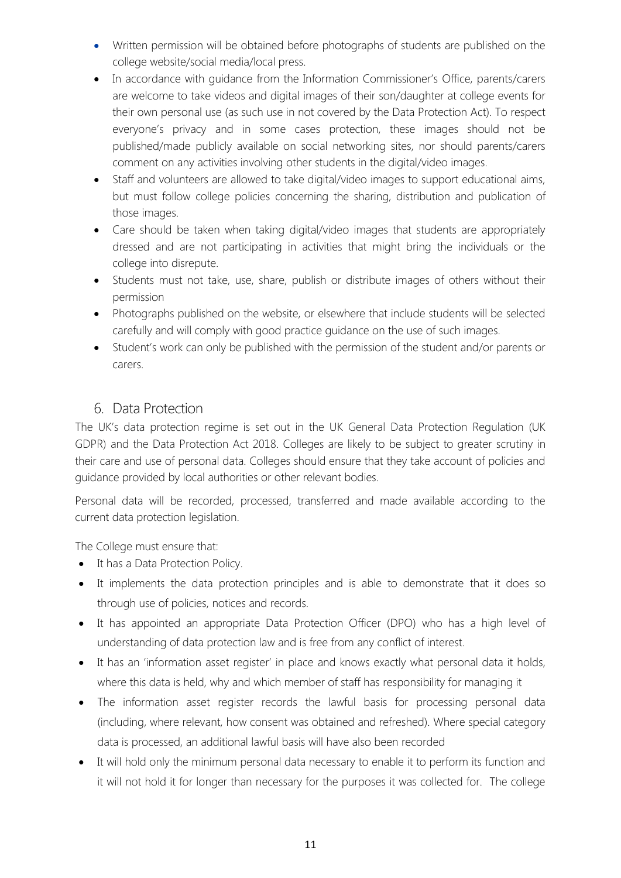- Written permission will be obtained before photographs of students are published on the college website/social media/local press.
- In accordance with guidance from the Information Commissioner's Office, parents/carers are welcome to take videos and digital images of their son/daughter at college events for their own personal use (as such use in not covered by the Data Protection Act). To respect everyone's privacy and in some cases protection, these images should not be published/made publicly available on social networking sites, nor should parents/carers comment on any activities involving other students in the digital/video images.
- Staff and volunteers are allowed to take digital/video images to support educational aims, but must follow college policies concerning the sharing, distribution and publication of those images.
- Care should be taken when taking digital/video images that students are appropriately dressed and are not participating in activities that might bring the individuals or the college into disrepute.
- Students must not take, use, share, publish or distribute images of others without their permission
- Photographs published on the website, or elsewhere that include students will be selected carefully and will comply with good practice guidance on the use of such images.
- Student's work can only be published with the permission of the student and/or parents or carers.

## 6. Data Protection

The UK's data protection regime is set out in the UK General Data Protection Regulation (UK GDPR) and the Data Protection Act 2018. Colleges are likely to be subject to greater scrutiny in their care and use of personal data. Colleges should ensure that they take account of policies and guidance provided by local authorities or other relevant bodies.

Personal data will be recorded, processed, transferred and made available according to the current data protection legislation.

The College must ensure that:

- It has a Data Protection Policy.
- It implements the data protection principles and is able to demonstrate that it does so through use of policies, notices and records.
- It has appointed an appropriate Data Protection Officer (DPO) who has a high level of understanding of data protection law and is free from any conflict of interest.
- It has an 'information asset register' in place and knows exactly what personal data it holds, where this data is held, why and which member of staff has responsibility for managing it
- The information asset register records the lawful basis for processing personal data (including, where relevant, how consent was obtained and refreshed). Where special category data is processed, an additional lawful basis will have also been recorded
- It will hold only the minimum personal data necessary to enable it to perform its function and it will not hold it for longer than necessary for the purposes it was collected for. The college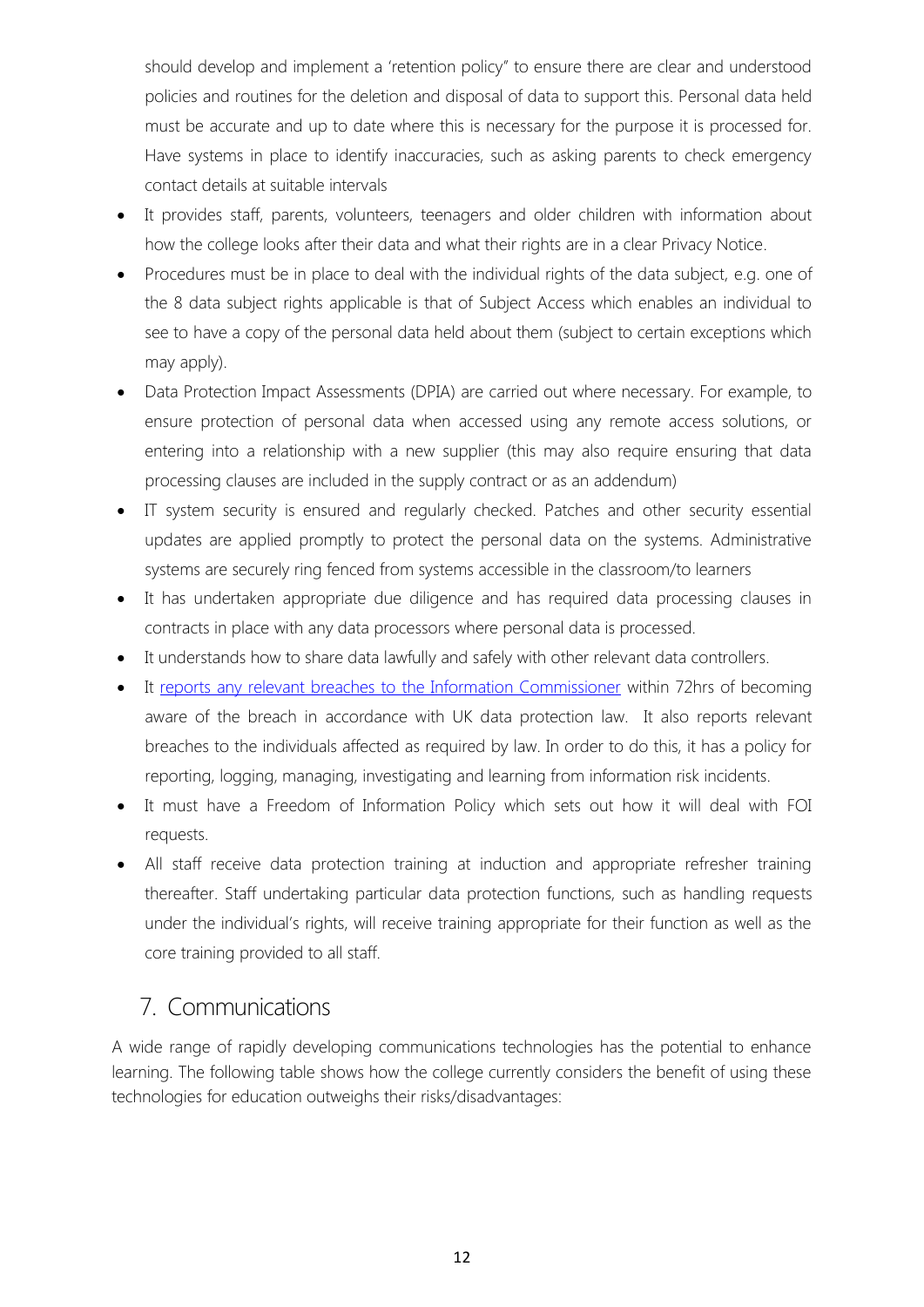should develop and implement a 'retention policy" to ensure there are clear and understood policies and routines for the deletion and disposal of data to support this. Personal data held must be accurate and up to date where this is necessary for the purpose it is processed for. Have systems in place to identify inaccuracies, such as asking parents to check emergency contact details at suitable intervals

- It provides staff, parents, volunteers, teenagers and older children with information about how the college looks after their data and what their rights are in a clear Privacy Notice.
- Procedures must be in place to deal with the individual rights of the data subject, e.g. one of the 8 data subject rights applicable is that of Subject Access which enables an individual to see to have a copy of the personal data held about them (subject to certain exceptions which may apply).
- Data Protection Impact Assessments (DPIA) are carried out where necessary. For example, to ensure protection of personal data when accessed using any remote access solutions, or entering into a relationship with a new supplier (this may also require ensuring that data processing clauses are included in the supply contract or as an addendum)
- IT system security is ensured and regularly checked. Patches and other security essential updates are applied promptly to protect the personal data on the systems. Administrative systems are securely ring fenced from systems accessible in the classroom/to learners
- It has undertaken appropriate due diligence and has required data processing clauses in contracts in place with any data processors where personal data is processed.
- It understands how to share data lawfully and safely with other relevant data controllers.
- It reports any relevant breaches to the Information Commissioner within 72hrs of becoming aware of the breach in accordance with UK data protection law. It also reports relevant breaches to the individuals affected as required by law. In order to do this, it has a policy for reporting, logging, managing, investigating and learning from information risk incidents.
- It must have a Freedom of Information Policy which sets out how it will deal with FOI requests.
- All staff receive data protection training at induction and appropriate refresher training thereafter. Staff undertaking particular data protection functions, such as handling requests under the individual's rights, will receive training appropriate for their function as well as the core training provided to all staff.

## 7. Communications

A wide range of rapidly developing communications technologies has the potential to enhance learning. The following table shows how the college currently considers the benefit of using these technologies for education outweighs their risks/disadvantages: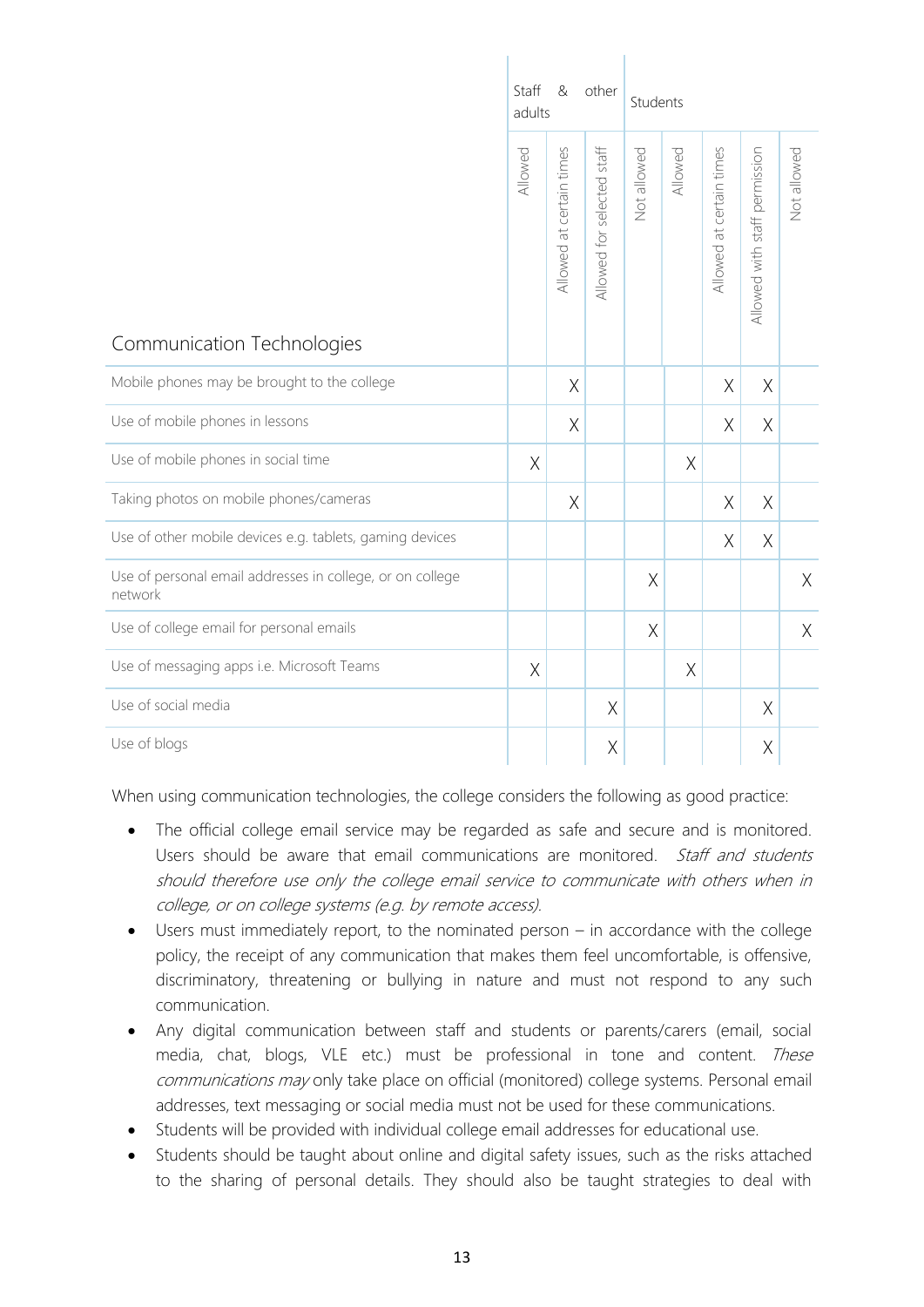| Communication Technologies | Staff & other adults | | | Students | | | | |
|---|---|---|---|---|---|---|---|---|
| | Allowed | Allowed at certain times | Allowed for selected staff | Not allowed | Allowed | Allowed at certain times | Allowed with staff permission | Not allowed |
| Mobile phones may be brought to the college | | X | | | | X | X | |
| Use of mobile phones in lessons | | X | | | | X | X | |
| Use of mobile phones in social time | X | | | | X | | | |
| Taking photos on mobile phones/cameras | | X | | | | X | X | |
| Use of other mobile devices e.g. tablets, gaming devices | | | | | | X | X | |
| Use of personal email addresses in college, or on college network | | | | X | | | | X |
| Use of college email for personal emails | | | | X | | | | X |
| Use of messaging apps i.e. Microsoft Teams | X | | | | X | | | |
| Use of social media | | | X | | | | X | |
| Use of blogs | | | X | | | | X | |

When using communication technologies, the college considers the following as good practice:

- The official college email service may be regarded as safe and secure and is monitored. Users should be aware that email communications are monitored. *Staff and students should therefore use only the college email service to communicate with others when in college, or on college systems (e.g. by remote access).*
- Users must immediately report, to the nominated person – in accordance with the college policy, the receipt of any communication that makes them feel uncomfortable, is offensive, discriminatory, threatening or bullying in nature and must not respond to any such communication.
- Any digital communication between staff and students or parents/carers (email, social media, chat, blogs, VLE etc.) must be professional in tone and content. *These communications may* only take place on official (monitored) college systems. Personal email addresses, text messaging or social media must not be used for these communications.
- Students will be provided with individual college email addresses for educational use.
- Students should be taught about online and digital safety issues, such as the risks attached to the sharing of personal details. They should also be taught strategies to deal with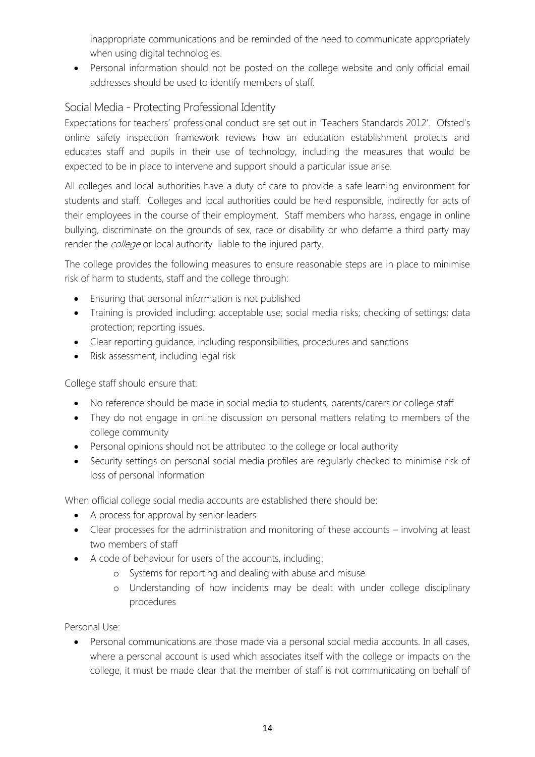inappropriate communications and be reminded of the need to communicate appropriately when using digital technologies.

- Personal information should not be posted on the college website and only official email addresses should be used to identify members of staff.

## Social Media - Protecting Professional Identity

Expectations for teachers' professional conduct are set out in 'Teachers Standards 2012'. Ofsted's online safety inspection framework reviews how an education establishment protects and educates staff and pupils in their use of technology, including the measures that would be expected to be in place to intervene and support should a particular issue arise.

All colleges and local authorities have a duty of care to provide a safe learning environment for students and staff. Colleges and local authorities could be held responsible, indirectly for acts of their employees in the course of their employment. Staff members who harass, engage in online bullying, discriminate on the grounds of sex, race or disability or who defame a third party may render the *college* or local authority liable to the injured party.

The college provides the following measures to ensure reasonable steps are in place to minimise risk of harm to students, staff and the college through:

- Ensuring that personal information is not published
- Training is provided including: acceptable use; social media risks; checking of settings; data protection; reporting issues.
- Clear reporting guidance, including responsibilities, procedures and sanctions
- Risk assessment, including legal risk

College staff should ensure that:

- No reference should be made in social media to students, parents/carers or college staff
- They do not engage in online discussion on personal matters relating to members of the college community
- Personal opinions should not be attributed to the college or local authority
- Security settings on personal social media profiles are regularly checked to minimise risk of loss of personal information

When official college social media accounts are established there should be:

- A process for approval by senior leaders
- Clear processes for the administration and monitoring of these accounts – involving at least two members of staff
- A code of behaviour for users of the accounts, including:
    - Systems for reporting and dealing with abuse and misuse
    - Understanding of how incidents may be dealt with under college disciplinary procedures

Personal Use:

- Personal communications are those made via a personal social media accounts. In all cases, where a personal account is used which associates itself with the college or impacts on the college, it must be made clear that the member of staff is not communicating on behalf of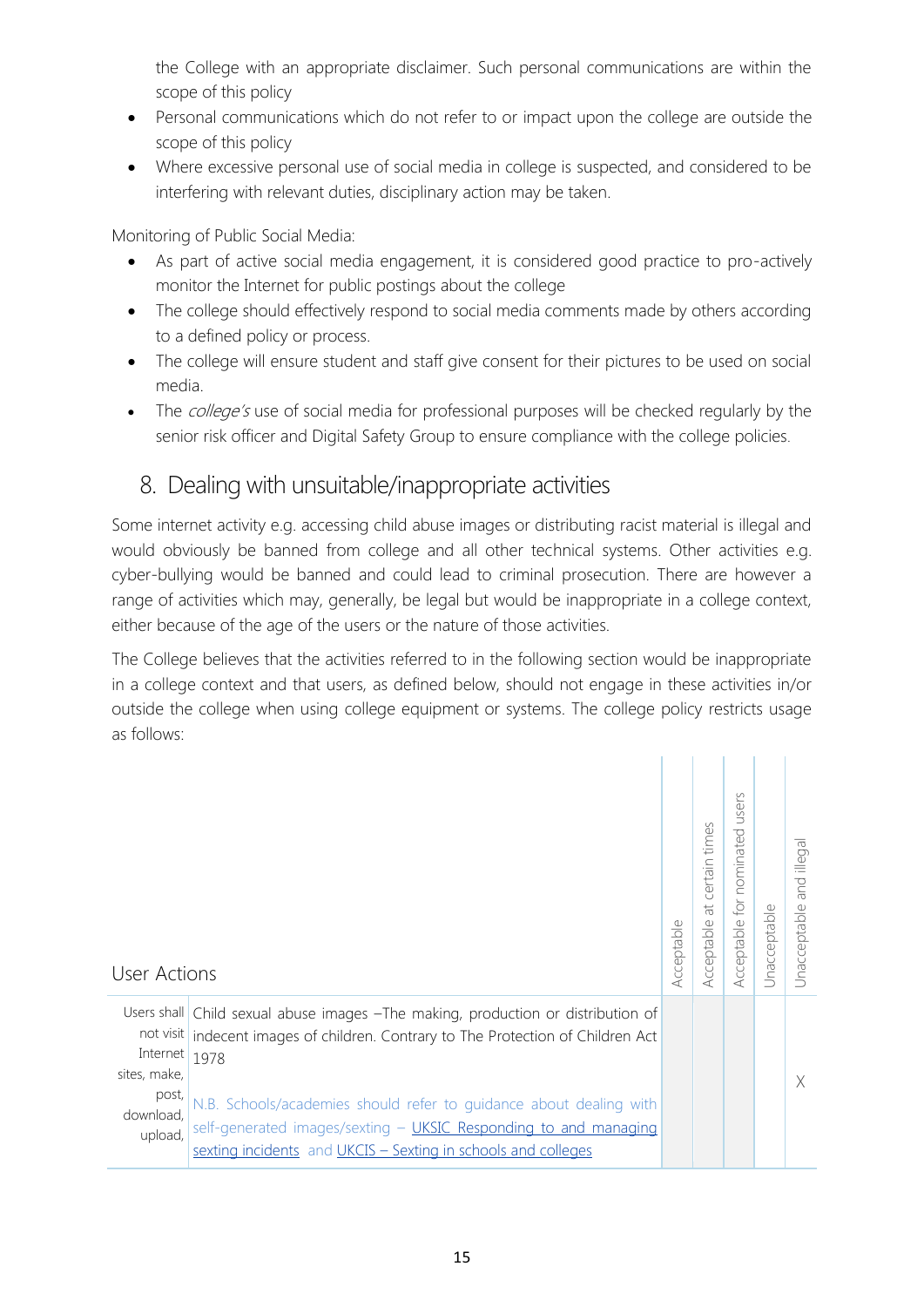the College with an appropriate disclaimer. Such personal communications are within the scope of this policy

- Personal communications which do not refer to or impact upon the college are outside the scope of this policy
- Where excessive personal use of social media in college is suspected, and considered to be interfering with relevant duties, disciplinary action may be taken.

Monitoring of Public Social Media:

- As part of active social media engagement, it is considered good practice to pro-actively monitor the Internet for public postings about the college
- The college should effectively respond to social media comments made by others according to a defined policy or process.
- The college will ensure student and staff give consent for their pictures to be used on social media.
- The *college's* use of social media for professional purposes will be checked regularly by the senior risk officer and Digital Safety Group to ensure compliance with the college policies.

## 8. Dealing with unsuitable/inappropriate activities

Some internet activity e.g. accessing child abuse images or distributing racist material is illegal and would obviously be banned from college and all other technical systems. Other activities e.g. cyber-bullying would be banned and could lead to criminal prosecution. There are however a range of activities which may, generally, be legal but would be inappropriate in a college context, either because of the age of the users or the nature of those activities.

The College believes that the activities referred to in the following section would be inappropriate in a college context and that users, as defined below, should not engage in these activities in/or outside the college when using college equipment or systems. The college policy restricts usage as follows:

| User Actions | | Acceptable | Acceptable at certain times | Acceptable for nominated users | Unacceptable | Unacceptable and illegal |
|---|---|---|---|---|---|---|
| Users shall not visit Internet sites, make, post, download, upload, | Child sexual abuse images –The making, production or distribution of indecent images of children. Contrary to The Protection of Children Act 1978<br><br>N.B. Schools/academies should refer to guidance about dealing with self-generated images/sexting – UKSIC Responding to and managing sexting incidents and UKCIS – Sexting in schools and colleges | | | | | X |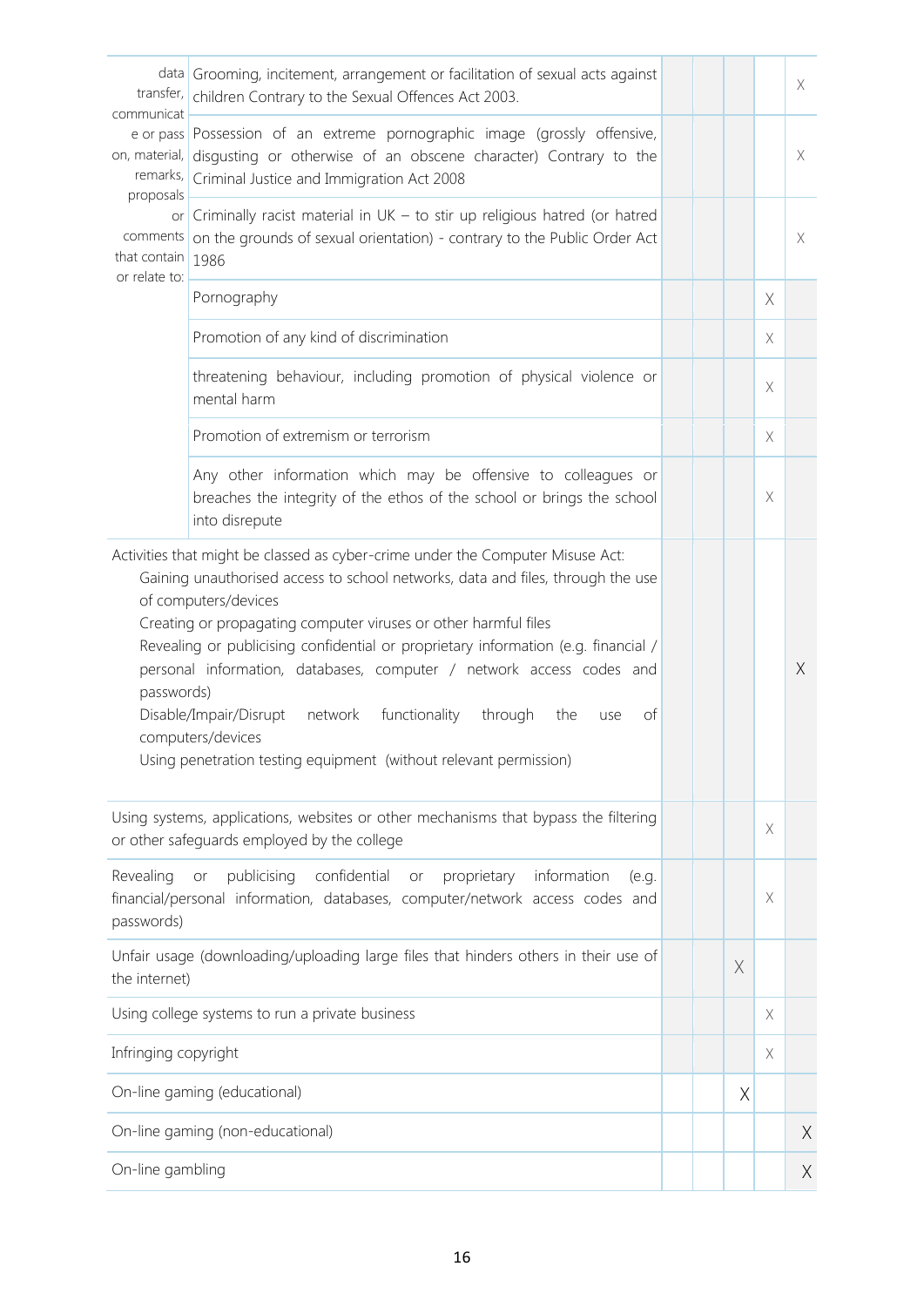| | | | | | | |
|---|---|---|---|---|---|---|
| data transfer, communication or pass on, material, remarks, proposals or comments that contain or relate to: | Grooming, incitement, arrangement or facilitation of sexual acts against children Contrary to the Sexual Offences Act 2003. | | | | | X |
| | Possession of an extreme pornographic image (grossly offensive, disgusting or otherwise of an obscene character) Contrary to the Criminal Justice and Immigration Act 2008 | | | | | X |
| | Criminally racist material in UK – to stir up religious hatred (or hatred on the grounds of sexual orientation) - contrary to the Public Order Act 1986 | | | | | X |
| | Pornography | | | | X | |
| | Promotion of any kind of discrimination | | | | X | |
| | threatening behaviour, including promotion of physical violence or mental harm | | | | X | |
| | Promotion of extremism or terrorism | | | | X | |
| | Any other information which may be offensive to colleagues or breaches the integrity of the ethos of the school or brings the school into disrepute | | | | X | |
| Activities that might be classed as cyber-crime under the Computer Misuse Act:<br>Gaining unauthorised access to school networks, data and files, through the use of computers/devices<br>Creating or propagating computer viruses or other harmful files<br>Revealing or publicising confidential or proprietary information (e.g. financial / personal information, databases, computer / network access codes and passwords)<br>Disable/Impair/Disrupt network functionality through the use of computers/devices<br>Using penetration testing equipment (without relevant permission) | | | | | | X |
| Using systems, applications, websites or other mechanisms that bypass the filtering or other safeguards employed by the college | | | | | X | |
| Revealing or publicising confidential or proprietary information (e.g. financial/personal information, databases, computer/network access codes and passwords) | | | | | X | |
| Unfair usage (downloading/uploading large files that hinders others in their use of the internet) | | | | X | | |
| Using college systems to run a private business | | | | | X | |
| Infringing copyright | | | | | X | |
| On-line gaming (educational) | | | | X | | |
| On-line gaming (non-educational) | | | | | | X |
| On-line gambling | | | | | | X |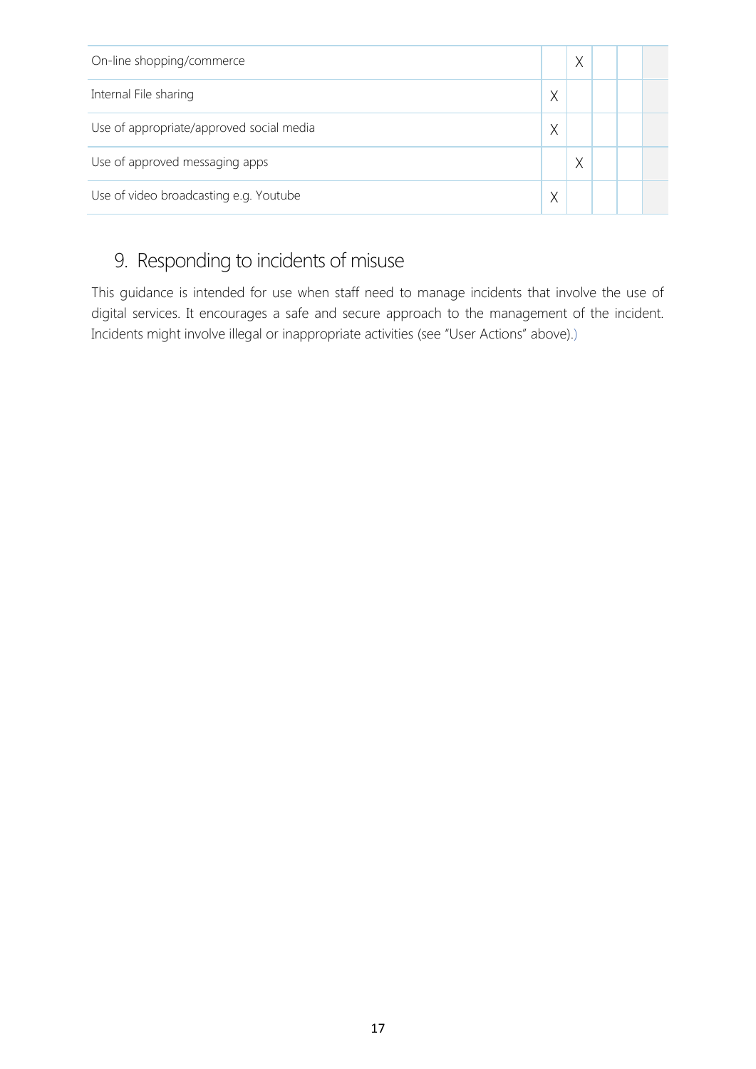| | | | | | |
|---|---|---|---|---|---|
| On-line shopping/commerce | | X | | | |
| Internal File sharing | X | | | | |
| Use of appropriate/approved social media | X | | | | |
| Use of approved messaging apps | | X | | | |
| Use of video broadcasting e.g. Youtube | X | | | | |

## 9. Responding to incidents of misuse

This guidance is intended for use when staff need to manage incidents that involve the use of digital services. It encourages a safe and secure approach to the management of the incident. Incidents might involve illegal or inappropriate activities (see "User Actions" above).)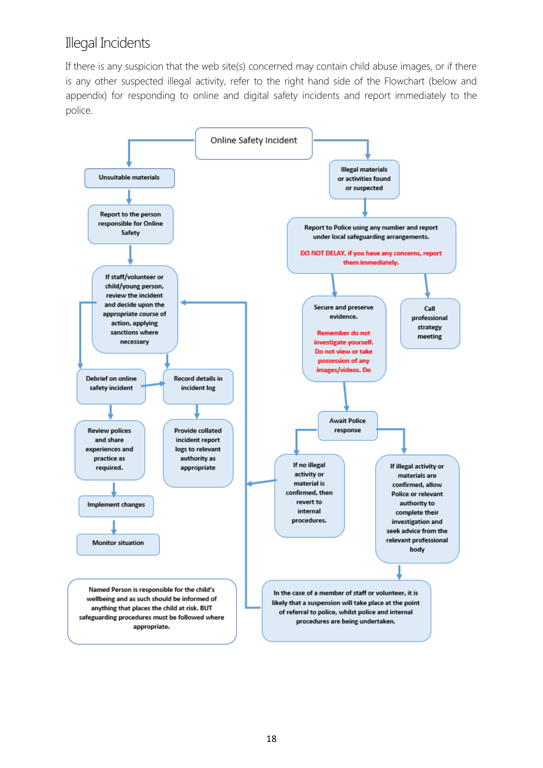## Illegal Incidents

If there is any suspicion that the web site(s) concerned may contain child abuse images, or if there is any other suspected illegal activity, refer to the right hand side of the Flowchart (below and appendix) for responding to online and digital safety incidents and report immediately to the police.

**Online Safety Incident**

**Unsuitable materials**

- Report to the person responsible for Online Safety
- If staff/volunteer or child/young person, review the incident and decide upon the appropriate course of action, applying sanctions where necessary
- Debrief on online safety incident
- Record details in incident log
- Review polices and share experiences and practice as required.
- Provide collated incident report logs to relevant authority as appropriate
- Implement changes
- Monitor situation

**Illegal materials or activities found or suspected**

- Report to Police using any number and report under local safeguarding arrangements.

  DO NOT DELAY, if you have any concerns, report them immediately.
- Secure and preserve evidence.

  Remember do not investigate yourself. Do not view or take possession of any images/videos. Do
- Call professional strategy meeting
- Await Police response
- If no illegal activity or material is confirmed, then revert to internal procedures.
- If illegal activity or materials are confirmed, allow Police or relevant authority to complete their investigation and seek advice from the relevant professional body
- In the case of a member of staff or volunteer, it is likely that a suspension will take place at the point of referral to police, whilst police and internal procedures are being undertaken.

Named Person is responsible for the child's wellbeing and as such should be informed of anything that places the child at risk. BUT safeguarding procedures must be followed where appropriate.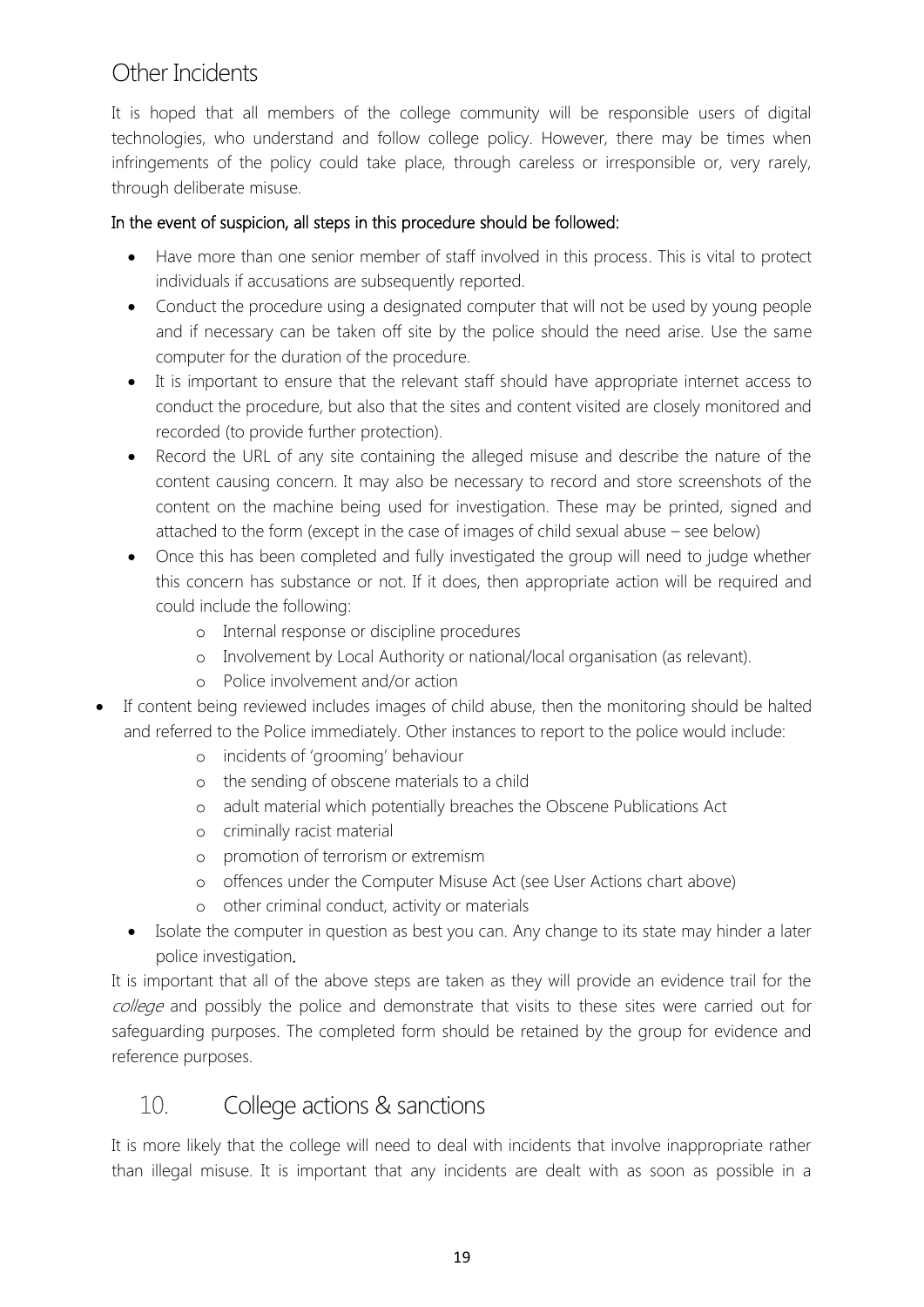## Other Incidents

It is hoped that all members of the college community will be responsible users of digital technologies, who understand and follow college policy. However, there may be times when infringements of the policy could take place, through careless or irresponsible or, very rarely, through deliberate misuse.

In the event of suspicion, all steps in this procedure should be followed:

- Have more than one senior member of staff involved in this process. This is vital to protect individuals if accusations are subsequently reported.
- Conduct the procedure using a designated computer that will not be used by young people and if necessary can be taken off site by the police should the need arise. Use the same computer for the duration of the procedure.
- It is important to ensure that the relevant staff should have appropriate internet access to conduct the procedure, but also that the sites and content visited are closely monitored and recorded (to provide further protection).
- Record the URL of any site containing the alleged misuse and describe the nature of the content causing concern. It may also be necessary to record and store screenshots of the content on the machine being used for investigation. These may be printed, signed and attached to the form (except in the case of images of child sexual abuse – see below)
- Once this has been completed and fully investigated the group will need to judge whether this concern has substance or not. If it does, then appropriate action will be required and could include the following:
  - Internal response or discipline procedures
  - Involvement by Local Authority or national/local organisation (as relevant).
  - Police involvement and/or action
- If content being reviewed includes images of child abuse, then the monitoring should be halted and referred to the Police immediately. Other instances to report to the police would include:
  - incidents of 'grooming' behaviour
  - the sending of obscene materials to a child
  - adult material which potentially breaches the Obscene Publications Act
  - criminally racist material
  - promotion of terrorism or extremism
  - offences under the Computer Misuse Act (see User Actions chart above)
  - other criminal conduct, activity or materials
- Isolate the computer in question as best you can. Any change to its state may hinder a later police investigation.

It is important that all of the above steps are taken as they will provide an evidence trail for the *college* and possibly the police and demonstrate that visits to these sites were carried out for safeguarding purposes. The completed form should be retained by the group for evidence and reference purposes.

## 10. College actions & sanctions

It is more likely that the college will need to deal with incidents that involve inappropriate rather than illegal misuse. It is important that any incidents are dealt with as soon as possible in a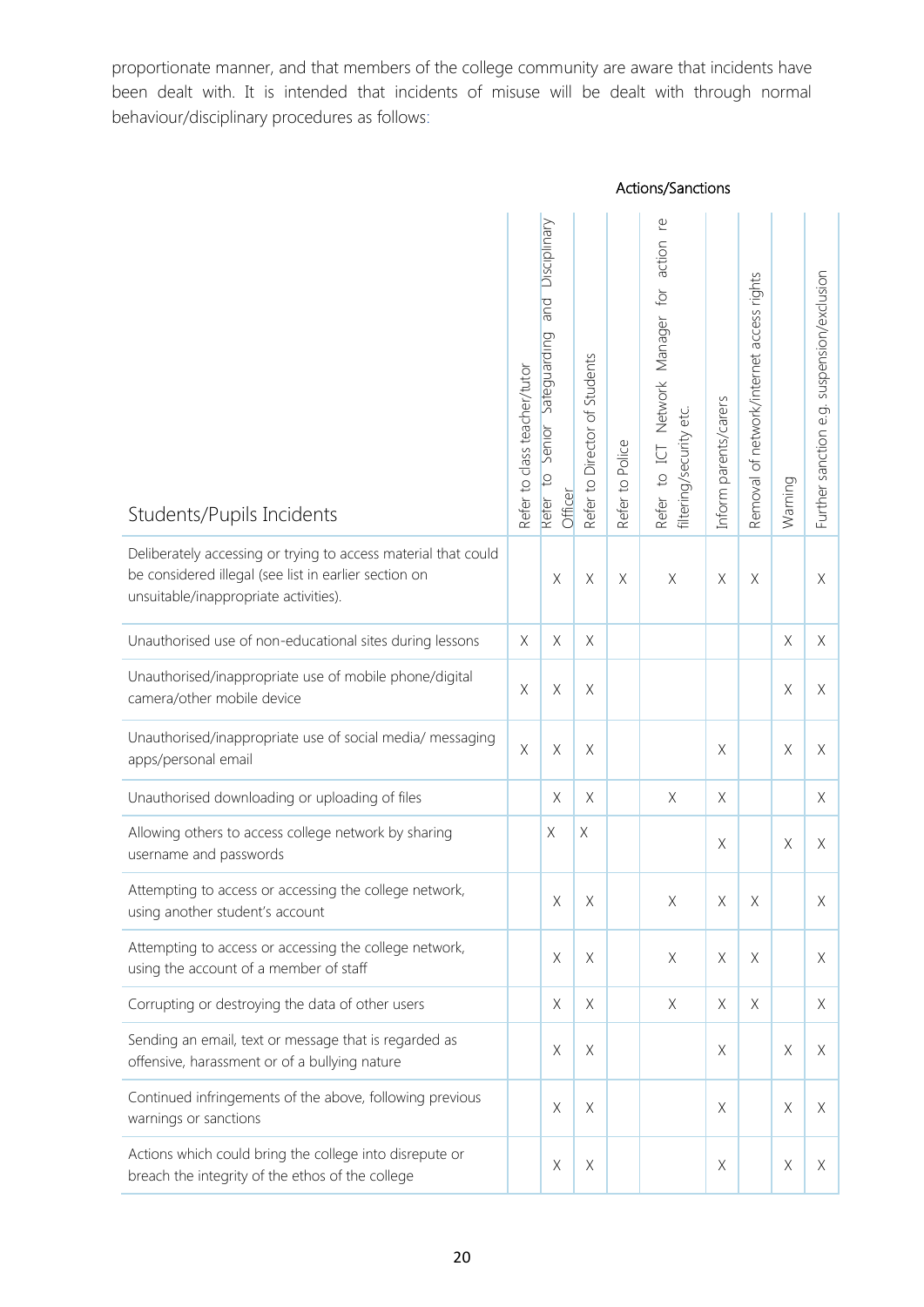proportionate manner, and that members of the college community are aware that incidents have been dealt with. It is intended that incidents of misuse will be dealt with through normal behaviour/disciplinary procedures as follows:

| | Actions/Sanctions | | | | | | | | |
|---|---|---|---|---|---|---|---|---|---|
| Students/Pupils Incidents | Refer to class teacher/tutor | Refer to Senior Safeguarding and Disciplinary Officer | Refer to Director of Students | Refer to Police | Refer to ICT Network Manager for action re filtering/security etc. | Inform parents/carers | Removal of network/internet access rights | Warning | Further sanction e.g. suspension/exclusion |
| Deliberately accessing or trying to access material that could be considered illegal (see list in earlier section on unsuitable/inappropriate activities). | | X | X | X | X | X | X | | X |
| Unauthorised use of non-educational sites during lessons | X | X | X | | | | | X | X |
| Unauthorised/inappropriate use of mobile phone/digital camera/other mobile device | X | X | X | | | | | X | X |
| Unauthorised/inappropriate use of social media/ messaging apps/personal email | X | X | X | | | X | | X | X |
| Unauthorised downloading or uploading of files | | X | X | | X | X | | | X |
| Allowing others to access college network by sharing username and passwords | | X | X | | | X | | X | X |
| Attempting to access or accessing the college network, using another student's account | | X | X | | X | X | X | | X |
| Attempting to access or accessing the college network, using the account of a member of staff | | X | X | | X | X | X | | X |
| Corrupting or destroying the data of other users | | X | X | | X | X | X | | X |
| Sending an email, text or message that is regarded as offensive, harassment or of a bullying nature | | X | X | | | X | | X | X |
| Continued infringements of the above, following previous warnings or sanctions | | X | X | | | X | | X | X |
| Actions which could bring the college into disrepute or breach the integrity of the ethos of the college | | X | X | | | X | | X | X |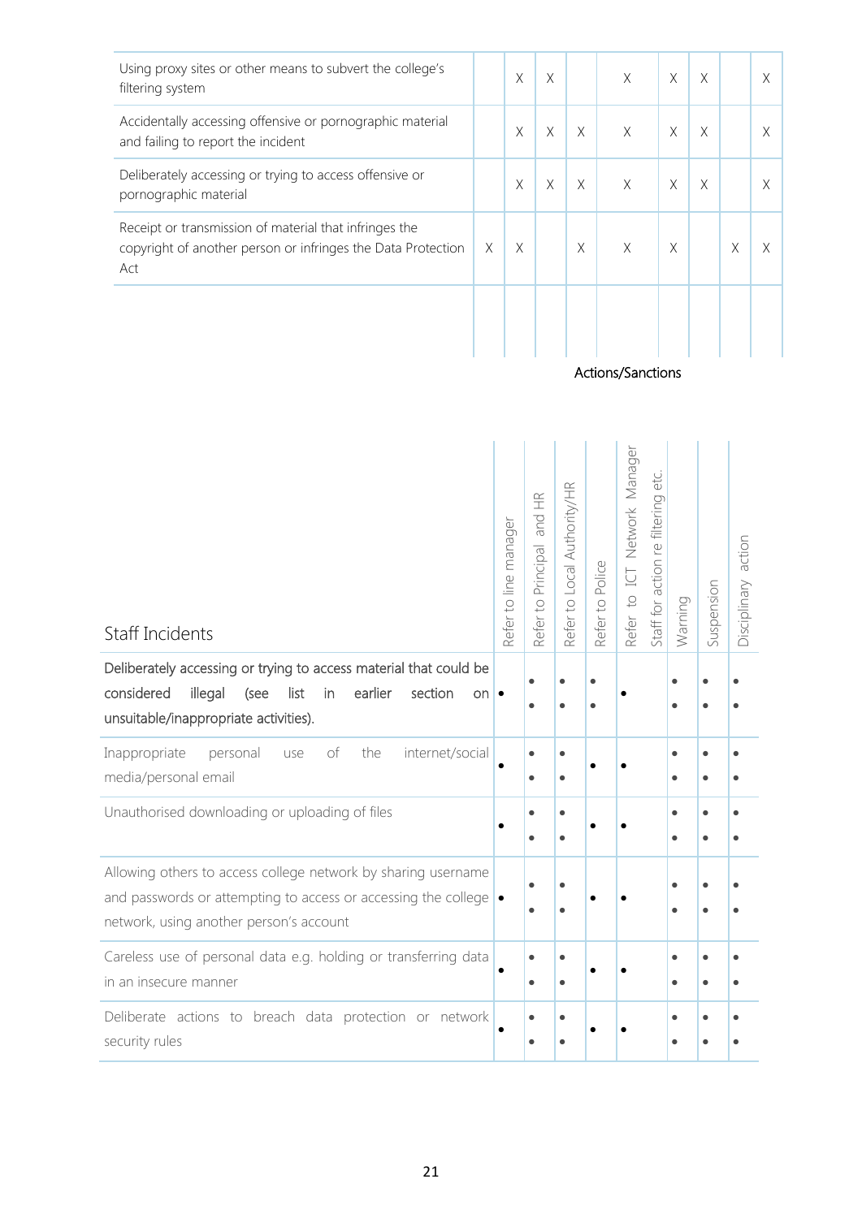| | | | | | | | | |
|---|---|---|---|---|---|---|---|---|
| Using proxy sites or other means to subvert the college's filtering system | | X | X | | X | X | X | | X |
| Accidentally accessing offensive or pornographic material and failing to report the incident | | X | X | X | X | X | X | | X |
| Deliberately accessing or trying to access offensive or pornographic material | | X | X | X | X | X | X | | X |
| Receipt or transmission of material that infringes the copyright of another person or infringes the Data Protection Act | X | X | | X | X | X | | X | X |
| | | | | | | | | | |

| | Actions/Sanctions | | | | | | | |
|---|---|---|---|---|---|---|---|---|
| **Staff Incidents** | Refer to line manager | Refer to Principal and HR | Refer to Local Authority/HR | Refer to Police | Refer to ICT Network Manager Staff for action re filtering etc. | Warning | Suspension | Disciplinary action |
| Deliberately accessing or trying to access material that could be considered illegal (see list in earlier section on unsuitable/inappropriate activities). | • | • • | • • | • • | • | • • | • • | • • |
| Inappropriate personal use of the internet/social media/personal email | • | • • | • • | • | • | • • | • • | • • |
| Unauthorised downloading or uploading of files | • | • • | • • | • | • | • • | • • | • • |
| Allowing others to access college network by sharing username and passwords or attempting to access or accessing the college network, using another person's account | • | • • | • • | • | • | • • | • • | • • |
| Careless use of personal data e.g. holding or transferring data in an insecure manner | • | • • | • • | • | • | • • | • • | • • |
| Deliberate actions to breach data protection or network security rules | • | • • | • • | • | • | • • | • • | • • |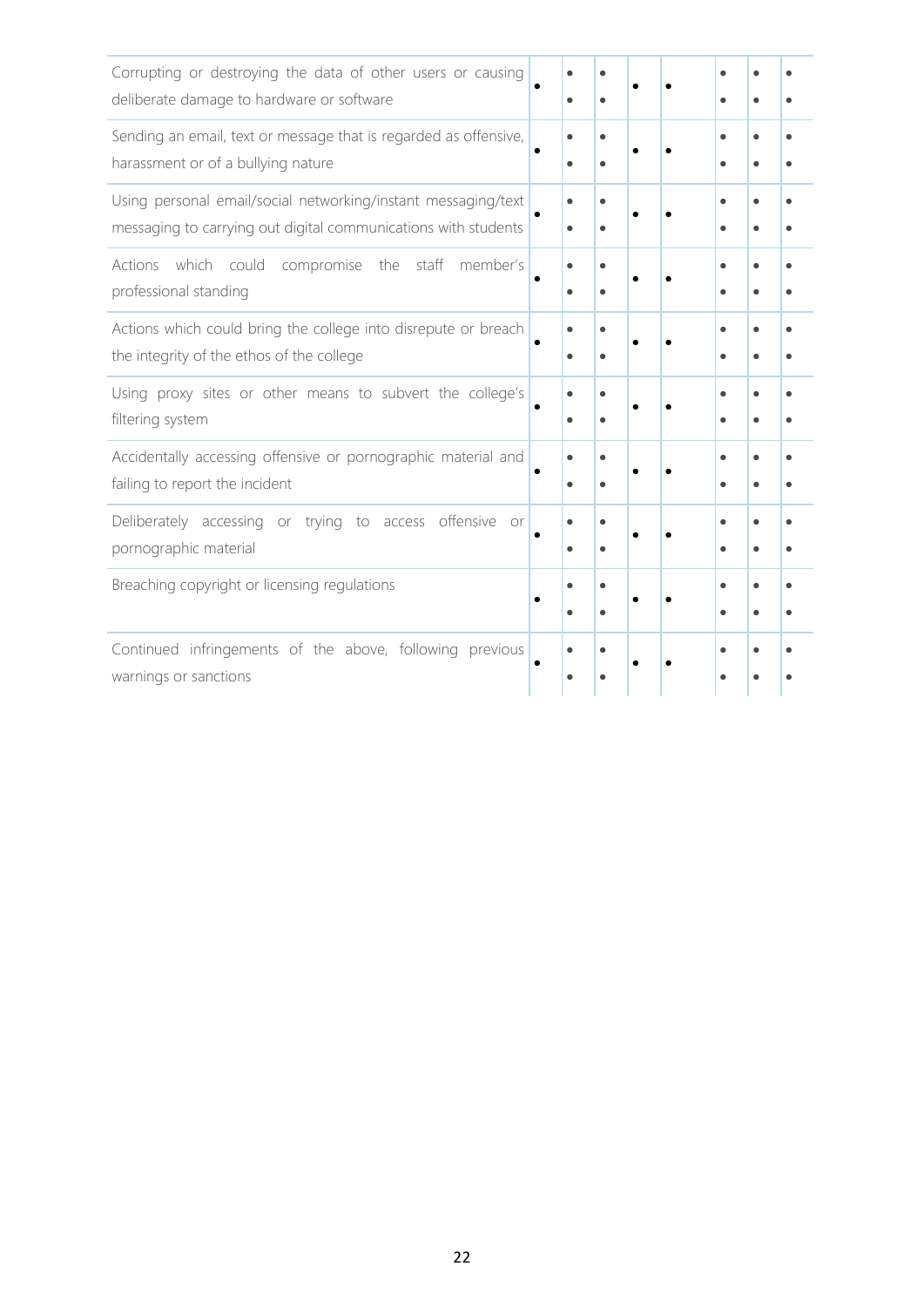| | | | | | | | | |
|---|---|---|---|---|---|---|---|---|
| Corrupting or destroying the data of other users or causing deliberate damage to hardware or software | • | • • | • • | • | • | • • | • • | • • |
| Sending an email, text or message that is regarded as offensive, harassment or of a bullying nature | • | • • | • • | • | • | • • | • • | • • |
| Using personal email/social networking/instant messaging/text messaging to carrying out digital communications with students | • | • • | • • | • | • | • • | • • | • • |
| Actions which could compromise the staff member's professional standing | • | • • | • • | • | • | • • | • • | • • |
| Actions which could bring the college into disrepute or breach the integrity of the ethos of the college | • | • • | • • | • | • | • • | • • | • • |
| Using proxy sites or other means to subvert the college's filtering system | • | • • | • • | • | • | • • | • • | • • |
| Accidentally accessing offensive or pornographic material and failing to report the incident | • | • • | • • | • | • | • • | • • | • • |
| Deliberately accessing or trying to access offensive or pornographic material | • | • • | • • | • | • | • • | • • | • • |
| Breaching copyright or licensing regulations | • | • • | • • | • | • | • • | • • | • • |
| Continued infringements of the above, following previous warnings or sanctions | • | • • | • • | • | • | • • | • • | • • |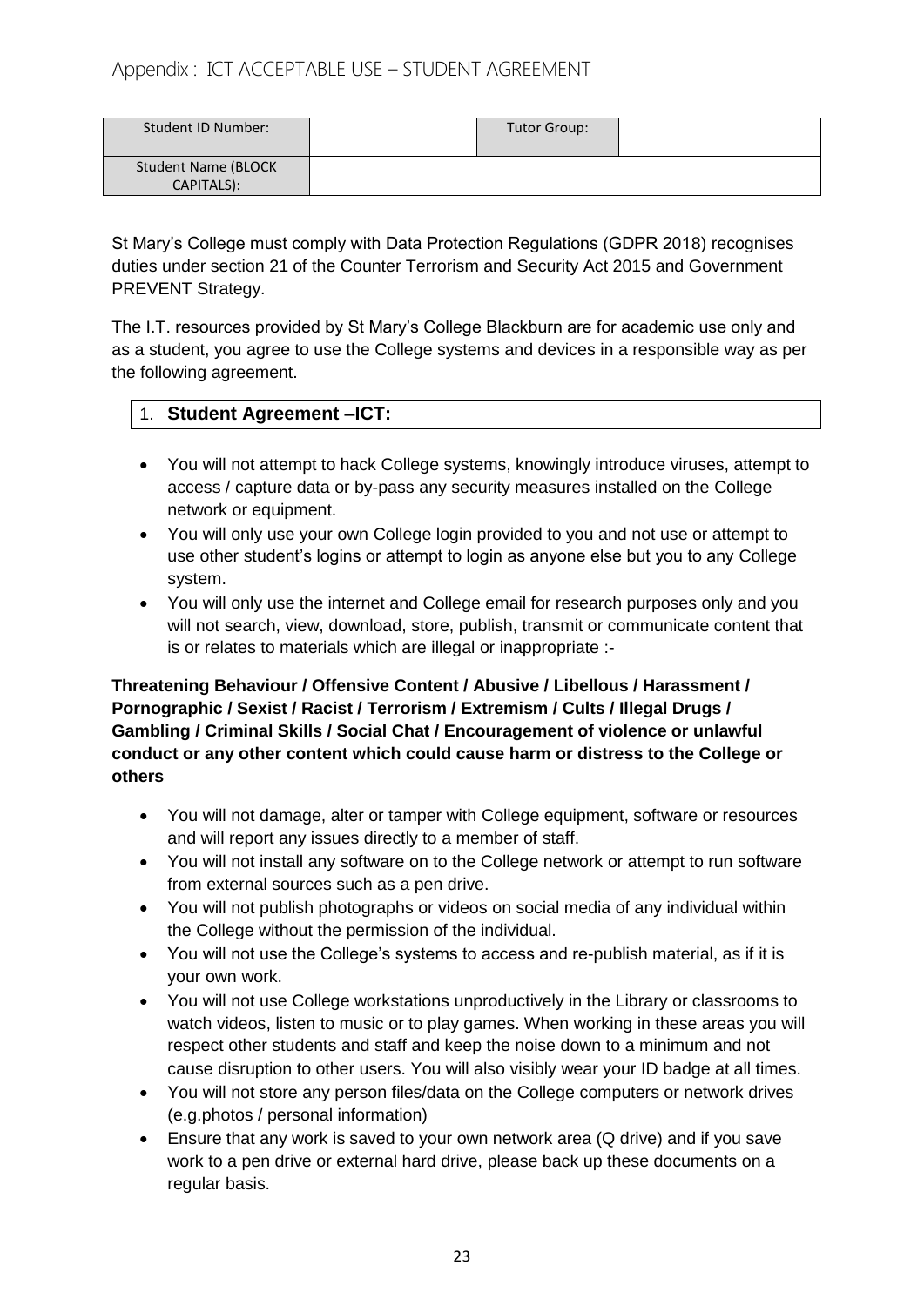## Appendix : ICT ACCEPTABLE USE – STUDENT AGREEMENT

| Student ID Number: | | Tutor Group: | |
|---|---|---|---|
| Student Name (BLOCK CAPITALS): | | | |

St Mary's College must comply with Data Protection Regulations (GDPR 2018) recognises duties under section 21 of the Counter Terrorism and Security Act 2015 and Government PREVENT Strategy.

The I.T. resources provided by St Mary's College Blackburn are for academic use only and as a student, you agree to use the College systems and devices in a responsible way as per the following agreement.

### 1. **Student Agreement –ICT:**

- You will not attempt to hack College systems, knowingly introduce viruses, attempt to access / capture data or by-pass any security measures installed on the College network or equipment.
- You will only use your own College login provided to you and not use or attempt to use other student's logins or attempt to login as anyone else but you to any College system.
- You will only use the internet and College email for research purposes only and you will not search, view, download, store, publish, transmit or communicate content that is or relates to materials which are illegal or inappropriate :-

**Threatening Behaviour / Offensive Content / Abusive / Libellous / Harassment / Pornographic / Sexist / Racist / Terrorism / Extremism / Cults / Illegal Drugs / Gambling / Criminal Skills / Social Chat / Encouragement of violence or unlawful conduct or any other content which could cause harm or distress to the College or others**

- You will not damage, alter or tamper with College equipment, software or resources and will report any issues directly to a member of staff.
- You will not install any software on to the College network or attempt to run software from external sources such as a pen drive.
- You will not publish photographs or videos on social media of any individual within the College without the permission of the individual.
- You will not use the College's systems to access and re-publish material, as if it is your own work.
- You will not use College workstations unproductively in the Library or classrooms to watch videos, listen to music or to play games. When working in these areas you will respect other students and staff and keep the noise down to a minimum and not cause disruption to other users. You will also visibly wear your ID badge at all times.
- You will not store any person files/data on the College computers or network drives (e.g.photos / personal information)
- Ensure that any work is saved to your own network area (Q drive) and if you save work to a pen drive or external hard drive, please back up these documents on a regular basis.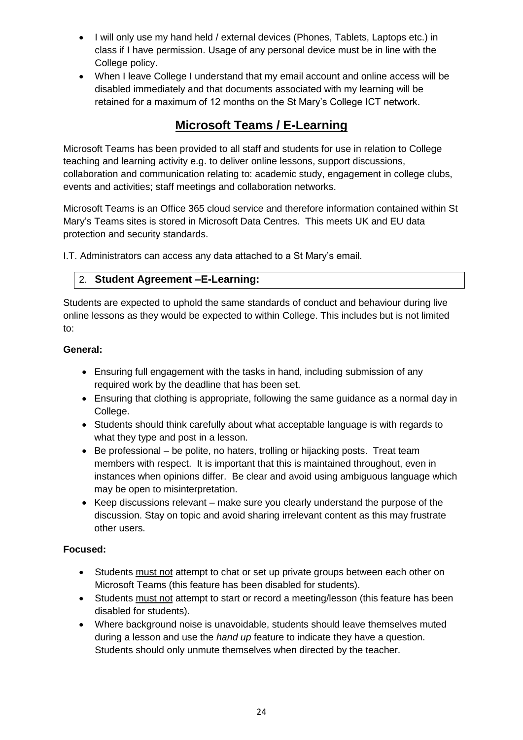- I will only use my hand held / external devices (Phones, Tablets, Laptops etc.) in class if I have permission. Usage of any personal device must be in line with the College policy.
- When I leave College I understand that my email account and online access will be disabled immediately and that documents associated with my learning will be retained for a maximum of 12 months on the St Mary's College ICT network.

## Microsoft Teams / E-Learning

Microsoft Teams has been provided to all staff and students for use in relation to College teaching and learning activity e.g. to deliver online lessons, support discussions, collaboration and communication relating to: academic study, engagement in college clubs, events and activities; staff meetings and collaboration networks.

Microsoft Teams is an Office 365 cloud service and therefore information contained within St Mary's Teams sites is stored in Microsoft Data Centres. This meets UK and EU data protection and security standards.

I.T. Administrators can access any data attached to a St Mary's email.

### 2. Student Agreement –E-Learning:

Students are expected to uphold the same standards of conduct and behaviour during live online lessons as they would be expected to within College. This includes but is not limited to:

**General:**

- Ensuring full engagement with the tasks in hand, including submission of any required work by the deadline that has been set.
- Ensuring that clothing is appropriate, following the same guidance as a normal day in College.
- Students should think carefully about what acceptable language is with regards to what they type and post in a lesson.
- Be professional – be polite, no haters, trolling or hijacking posts. Treat team members with respect. It is important that this is maintained throughout, even in instances when opinions differ. Be clear and avoid using ambiguous language which may be open to misinterpretation.
- Keep discussions relevant – make sure you clearly understand the purpose of the discussion. Stay on topic and avoid sharing irrelevant content as this may frustrate other users.

**Focused:**

- Students must not attempt to chat or set up private groups between each other on Microsoft Teams (this feature has been disabled for students).
- Students must not attempt to start or record a meeting/lesson (this feature has been disabled for students).
- Where background noise is unavoidable, students should leave themselves muted during a lesson and use the *hand up* feature to indicate they have a question. Students should only unmute themselves when directed by the teacher.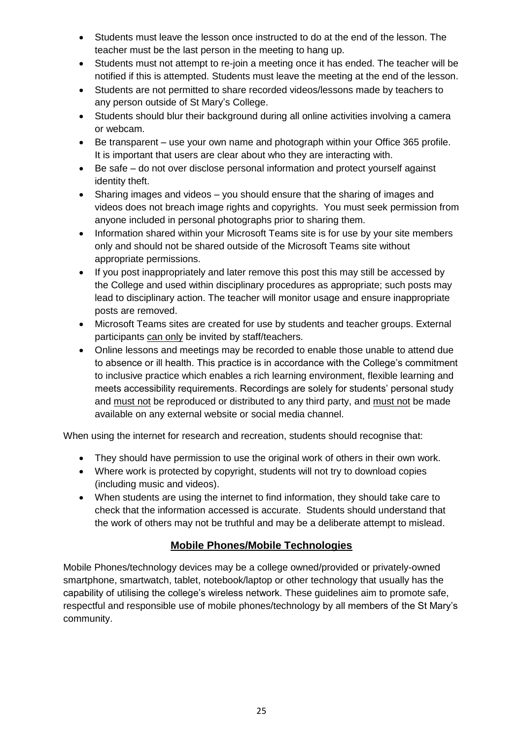- Students must leave the lesson once instructed to do at the end of the lesson. The teacher must be the last person in the meeting to hang up.
- Students must not attempt to re-join a meeting once it has ended. The teacher will be notified if this is attempted. Students must leave the meeting at the end of the lesson.
- Students are not permitted to share recorded videos/lessons made by teachers to any person outside of St Mary's College.
- Students should blur their background during all online activities involving a camera or webcam.
- Be transparent – use your own name and photograph within your Office 365 profile. It is important that users are clear about who they are interacting with.
- Be safe – do not over disclose personal information and protect yourself against identity theft.
- Sharing images and videos – you should ensure that the sharing of images and videos does not breach image rights and copyrights. You must seek permission from anyone included in personal photographs prior to sharing them.
- Information shared within your Microsoft Teams site is for use by your site members only and should not be shared outside of the Microsoft Teams site without appropriate permissions.
- If you post inappropriately and later remove this post this may still be accessed by the College and used within disciplinary procedures as appropriate; such posts may lead to disciplinary action. The teacher will monitor usage and ensure inappropriate posts are removed.
- Microsoft Teams sites are created for use by students and teacher groups. External participants <u>can only</u> be invited by staff/teachers.
- Online lessons and meetings may be recorded to enable those unable to attend due to absence or ill health. This practice is in accordance with the College's commitment to inclusive practice which enables a rich learning environment, flexible learning and meets accessibility requirements. Recordings are solely for students' personal study and <u>must not</u> be reproduced or distributed to any third party, and <u>must not</u> be made available on any external website or social media channel.

When using the internet for research and recreation, students should recognise that:

- They should have permission to use the original work of others in their own work.
- Where work is protected by copyright, students will not try to download copies (including music and videos).
- When students are using the internet to find information, they should take care to check that the information accessed is accurate. Students should understand that the work of others may not be truthful and may be a deliberate attempt to mislead.

## Mobile Phones/Mobile Technologies

Mobile Phones/technology devices may be a college owned/provided or privately-owned smartphone, smartwatch, tablet, notebook/laptop or other technology that usually has the capability of utilising the college's wireless network. These guidelines aim to promote safe, respectful and responsible use of mobile phones/technology by all members of the St Mary's community.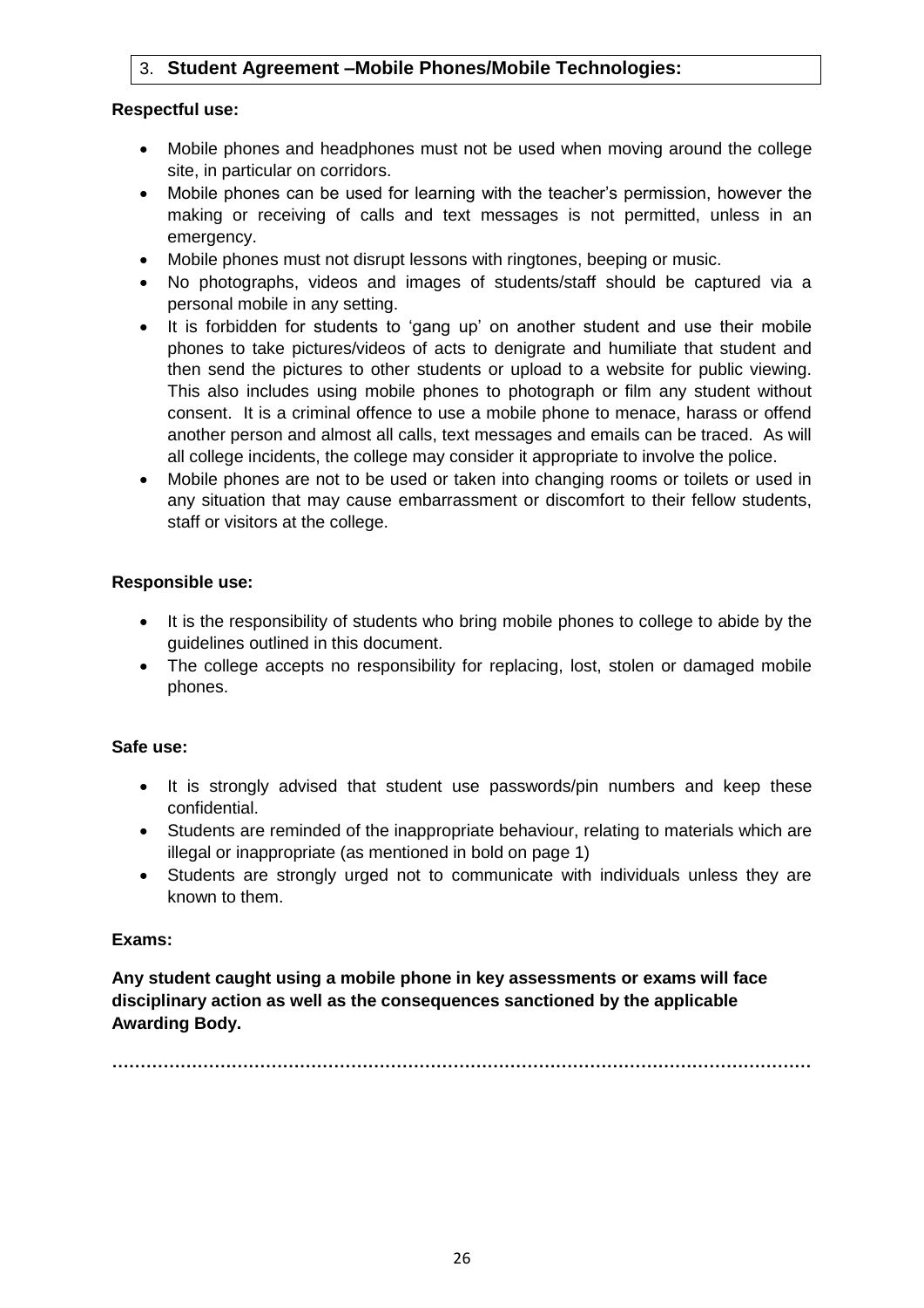## 3. **Student Agreement –Mobile Phones/Mobile Technologies:**

**Respectful use:**

- Mobile phones and headphones must not be used when moving around the college site, in particular on corridors.
- Mobile phones can be used for learning with the teacher's permission, however the making or receiving of calls and text messages is not permitted, unless in an emergency.
- Mobile phones must not disrupt lessons with ringtones, beeping or music.
- No photographs, videos and images of students/staff should be captured via a personal mobile in any setting.
- It is forbidden for students to 'gang up' on another student and use their mobile phones to take pictures/videos of acts to denigrate and humiliate that student and then send the pictures to other students or upload to a website for public viewing. This also includes using mobile phones to photograph or film any student without consent. It is a criminal offence to use a mobile phone to menace, harass or offend another person and almost all calls, text messages and emails can be traced. As will all college incidents, the college may consider it appropriate to involve the police.
- Mobile phones are not to be used or taken into changing rooms or toilets or used in any situation that may cause embarrassment or discomfort to their fellow students, staff or visitors at the college.

**Responsible use:**

- It is the responsibility of students who bring mobile phones to college to abide by the guidelines outlined in this document.
- The college accepts no responsibility for replacing, lost, stolen or damaged mobile phones.

**Safe use:**

- It is strongly advised that student use passwords/pin numbers and keep these confidential.
- Students are reminded of the inappropriate behaviour, relating to materials which are illegal or inappropriate (as mentioned in bold on page 1)
- Students are strongly urged not to communicate with individuals unless they are known to them.

**Exams:**

**Any student caught using a mobile phone in key assessments or exams will face disciplinary action as well as the consequences sanctioned by the applicable Awarding Body.**

**…………………………………………………………………………………………………………**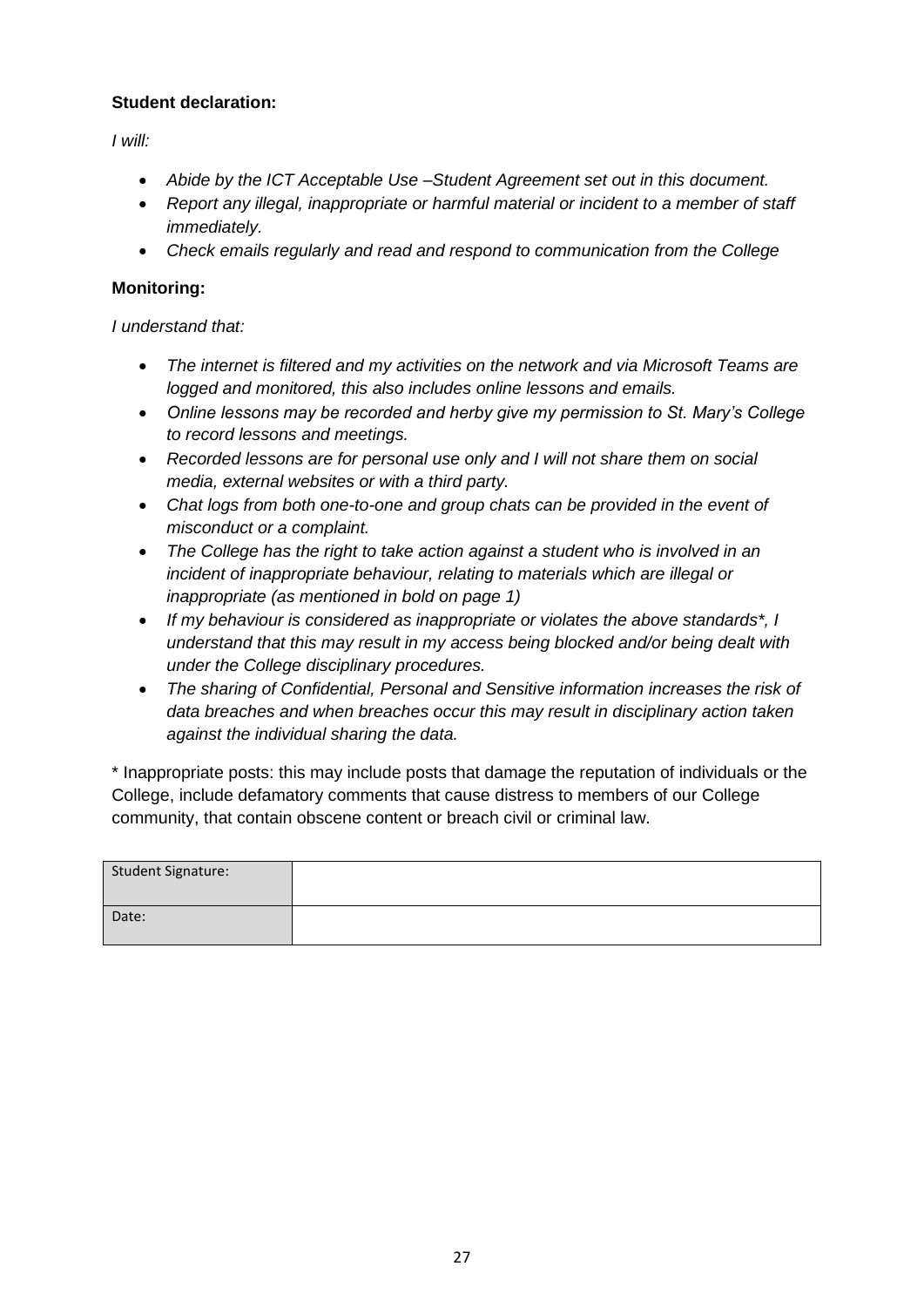**Student declaration:**

*I will:*

- *Abide by the ICT Acceptable Use –Student Agreement set out in this document.*
- *Report any illegal, inappropriate or harmful material or incident to a member of staff immediately.*
- *Check emails regularly and read and respond to communication from the College*

**Monitoring:**

*I understand that:*

- *The internet is filtered and my activities on the network and via Microsoft Teams are logged and monitored, this also includes online lessons and emails.*
- *Online lessons may be recorded and herby give my permission to St. Mary's College to record lessons and meetings.*
- *Recorded lessons are for personal use only and I will not share them on social media, external websites or with a third party.*
- *Chat logs from both one-to-one and group chats can be provided in the event of misconduct or a complaint.*
- *The College has the right to take action against a student who is involved in an incident of inappropriate behaviour, relating to materials which are illegal or inappropriate (as mentioned in bold on page 1)*
- *If my behaviour is considered as inappropriate or violates the above standards*, I understand that this may result in my access being blocked and/or being dealt with under the College disciplinary procedures.*
- *The sharing of Confidential, Personal and Sensitive information increases the risk of data breaches and when breaches occur this may result in disciplinary action taken against the individual sharing the data.*

* Inappropriate posts: this may include posts that damage the reputation of individuals or the College, include defamatory comments that cause distress to members of our College community, that contain obscene content or breach civil or criminal law.

| | |
|---|---|
| Student Signature: | |
| Date: | |